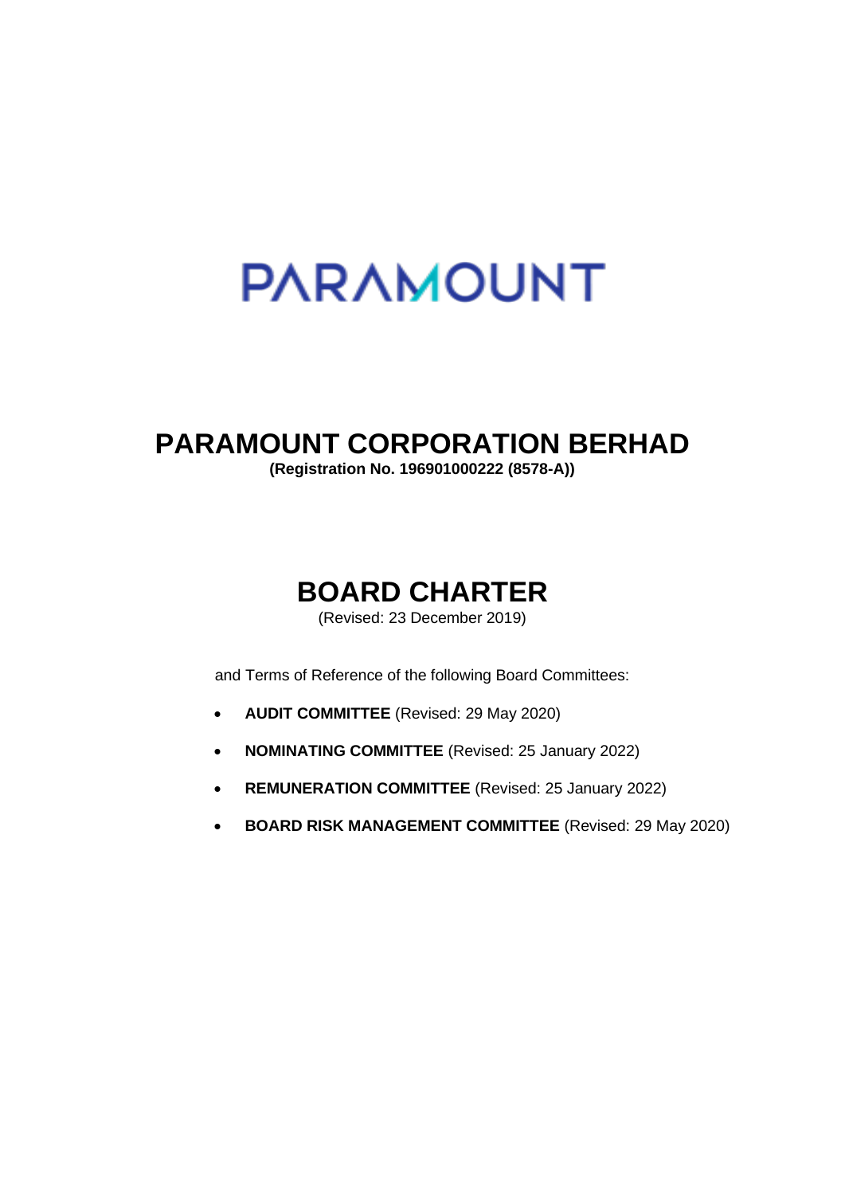# PARAMOUNT

# PARAMOUNT CORPORATION BERHAD

**(Registration No. 196901000222 (8578-A))**

## BOARD CHARTER

(Revised: 23 December 2019)

and Terms of Reference of the following Board Committees:

- **AUDIT COMMITTEE** (Revised: 29 May 2020)
- **NOMINATING COMMITTEE** (Revised: 25 January 2022)
- **REMUNERATION COMMITTEE** (Revised: 25 January 2022)
- **BOARD RISK MANAGEMENT COMMITTEE** (Revised: 29 May 2020)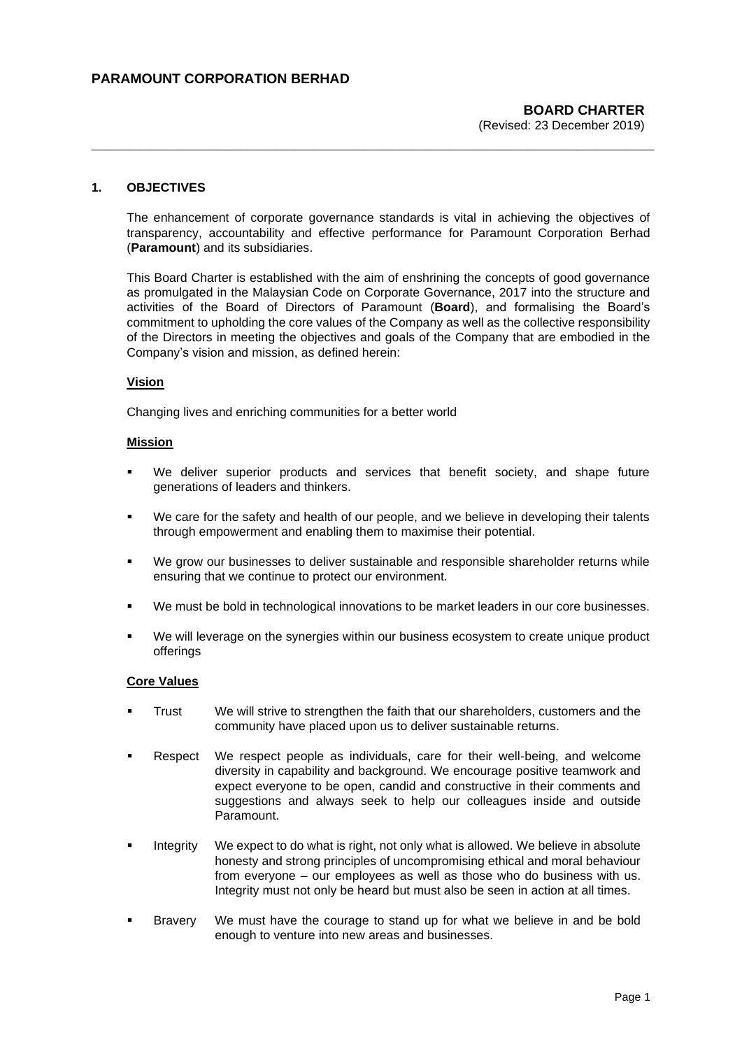# PARAMOUNT CORPORATION BERHAD

## BOARD CHARTER

(Revised: 23 December 2019)

## 1. OBJECTIVES

The enhancement of corporate governance standards is vital in achieving the objectives of transparency, accountability and effective performance for Paramount Corporation Berhad (**Paramount**) and its subsidiaries.

This Board Charter is established with the aim of enshrining the concepts of good governance as promulgated in the Malaysian Code on Corporate Governance, 2017 into the structure and activities of the Board of Directors of Paramount (**Board**), and formalising the Board's commitment to upholding the core values of the Company as well as the collective responsibility of the Directors in meeting the objectives and goals of the Company that are embodied in the Company's vision and mission, as defined herein:

### Vision

Changing lives and enriching communities for a better world

### Mission

- We deliver superior products and services that benefit society, and shape future generations of leaders and thinkers.
- We care for the safety and health of our people, and we believe in developing their talents through empowerment and enabling them to maximise their potential.
- We grow our businesses to deliver sustainable and responsible shareholder returns while ensuring that we continue to protect our environment.
- We must be bold in technological innovations to be market leaders in our core businesses.
- We will leverage on the synergies within our business ecosystem to create unique product offerings

### Core Values

- Trust — We will strive to strengthen the faith that our shareholders, customers and the community have placed upon us to deliver sustainable returns.
- Respect — We respect people as individuals, care for their well-being, and welcome diversity in capability and background. We encourage positive teamwork and expect everyone to be open, candid and constructive in their comments and suggestions and always seek to help our colleagues inside and outside Paramount.
- Integrity — We expect to do what is right, not only what is allowed. We believe in absolute honesty and strong principles of uncompromising ethical and moral behaviour from everyone – our employees as well as those who do business with us. Integrity must not only be heard but must also be seen in action at all times.
- Bravery — We must have the courage to stand up for what we believe in and be bold enough to venture into new areas and businesses.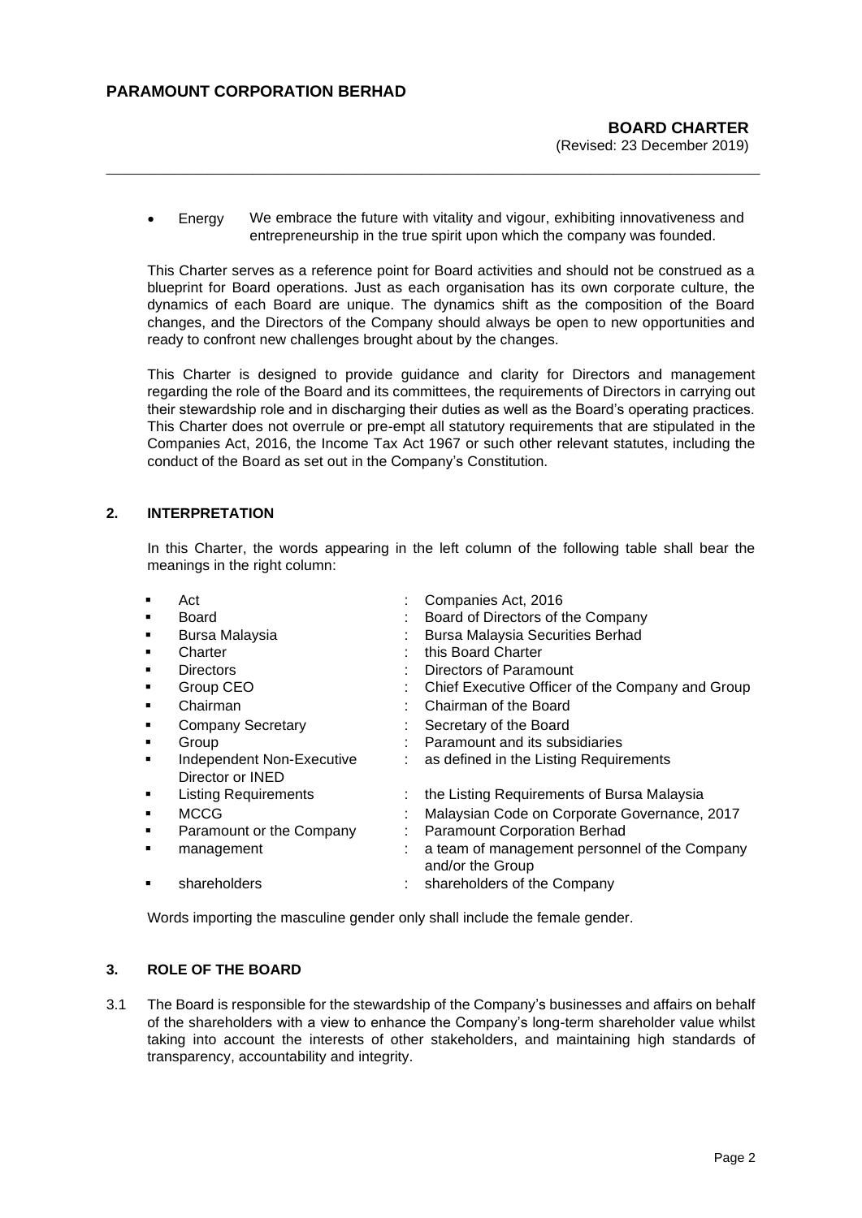- Energy — We embrace the future with vitality and vigour, exhibiting innovativeness and entrepreneurship in the true spirit upon which the company was founded.

This Charter serves as a reference point for Board activities and should not be construed as a blueprint for Board operations. Just as each organisation has its own corporate culture, the dynamics of each Board are unique. The dynamics shift as the composition of the Board changes, and the Directors of the Company should always be open to new opportunities and ready to confront new challenges brought about by the changes.

This Charter is designed to provide guidance and clarity for Directors and management regarding the role of the Board and its committees, the requirements of Directors in carrying out their stewardship role and in discharging their duties as well as the Board's operating practices. This Charter does not overrule or pre-empt all statutory requirements that are stipulated in the Companies Act, 2016, the Income Tax Act 1967 or such other relevant statutes, including the conduct of the Board as set out in the Company's Constitution.

## 2. INTERPRETATION

In this Charter, the words appearing in the left column of the following table shall bear the meanings in the right column:

- Act : Companies Act, 2016
- Board : Board of Directors of the Company
- Bursa Malaysia : Bursa Malaysia Securities Berhad
- Charter : this Board Charter
- Directors : Directors of Paramount
- Group CEO : Chief Executive Officer of the Company and Group
- Chairman : Chairman of the Board
- Company Secretary : Secretary of the Board
- Group : Paramount and its subsidiaries
- Independent Non-Executive Director or INED : as defined in the Listing Requirements
- Listing Requirements : the Listing Requirements of Bursa Malaysia
- MCCG : Malaysian Code on Corporate Governance, 2017
- Paramount or the Company : Paramount Corporation Berhad
- management : a team of management personnel of the Company and/or the Group
- shareholders : shareholders of the Company

Words importing the masculine gender only shall include the female gender.

## 3. ROLE OF THE BOARD

3.1 The Board is responsible for the stewardship of the Company's businesses and affairs on behalf of the shareholders with a view to enhance the Company's long-term shareholder value whilst taking into account the interests of other stakeholders, and maintaining high standards of transparency, accountability and integrity.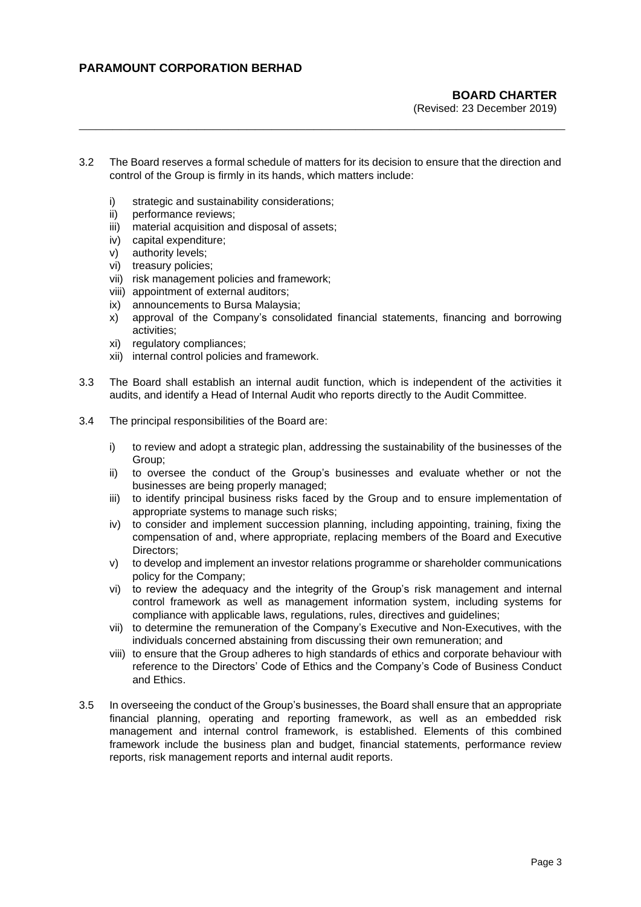3.2 The Board reserves a formal schedule of matters for its decision to ensure that the direction and control of the Group is firmly in its hands, which matters include:

   i) strategic and sustainability considerations;
   ii) performance reviews;
   iii) material acquisition and disposal of assets;
   iv) capital expenditure;
   v) authority levels;
   vi) treasury policies;
   vii) risk management policies and framework;
   viii) appointment of external auditors;
   ix) announcements to Bursa Malaysia;
   x) approval of the Company's consolidated financial statements, financing and borrowing activities;
   xi) regulatory compliances;
   xii) internal control policies and framework.

3.3 The Board shall establish an internal audit function, which is independent of the activities it audits, and identify a Head of Internal Audit who reports directly to the Audit Committee.

3.4 The principal responsibilities of the Board are:

   i) to review and adopt a strategic plan, addressing the sustainability of the businesses of the Group;
   ii) to oversee the conduct of the Group's businesses and evaluate whether or not the businesses are being properly managed;
   iii) to identify principal business risks faced by the Group and to ensure implementation of appropriate systems to manage such risks;
   iv) to consider and implement succession planning, including appointing, training, fixing the compensation of and, where appropriate, replacing members of the Board and Executive Directors;
   v) to develop and implement an investor relations programme or shareholder communications policy for the Company;
   vi) to review the adequacy and the integrity of the Group's risk management and internal control framework as well as management information system, including systems for compliance with applicable laws, regulations, rules, directives and guidelines;
   vii) to determine the remuneration of the Company's Executive and Non-Executives, with the individuals concerned abstaining from discussing their own remuneration; and
   viii) to ensure that the Group adheres to high standards of ethics and corporate behaviour with reference to the Directors' Code of Ethics and the Company's Code of Business Conduct and Ethics.

3.5 In overseeing the conduct of the Group's businesses, the Board shall ensure that an appropriate financial planning, operating and reporting framework, as well as an embedded risk management and internal control framework, is established. Elements of this combined framework include the business plan and budget, financial statements, performance review reports, risk management reports and internal audit reports.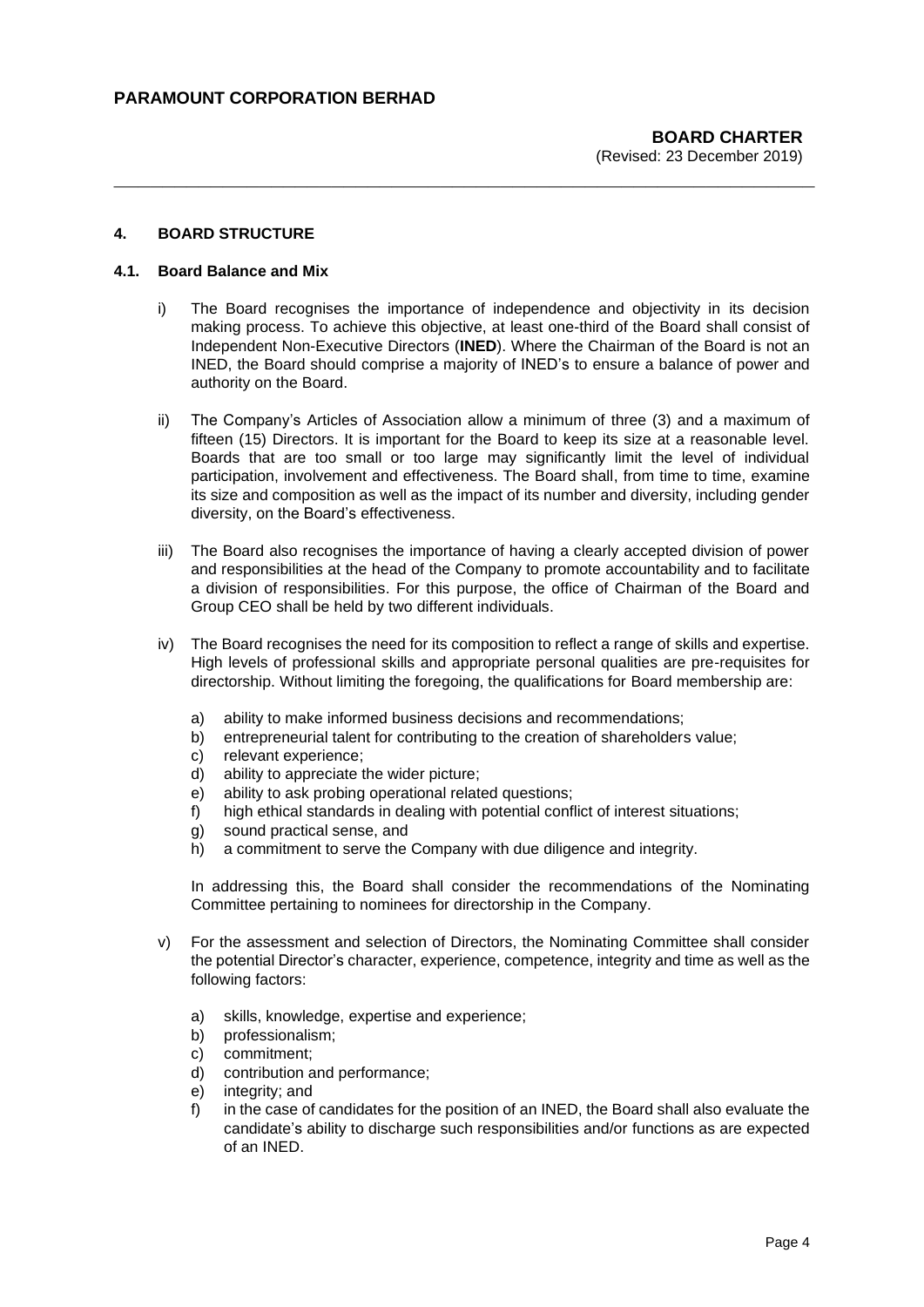## 4. BOARD STRUCTURE

### 4.1. Board Balance and Mix

i) The Board recognises the importance of independence and objectivity in its decision making process. To achieve this objective, at least one-third of the Board shall consist of Independent Non-Executive Directors (**INED**). Where the Chairman of the Board is not an INED, the Board should comprise a majority of INED's to ensure a balance of power and authority on the Board.

ii) The Company's Articles of Association allow a minimum of three (3) and a maximum of fifteen (15) Directors. It is important for the Board to keep its size at a reasonable level. Boards that are too small or too large may significantly limit the level of individual participation, involvement and effectiveness. The Board shall, from time to time, examine its size and composition as well as the impact of its number and diversity, including gender diversity, on the Board's effectiveness.

iii) The Board also recognises the importance of having a clearly accepted division of power and responsibilities at the head of the Company to promote accountability and to facilitate a division of responsibilities. For this purpose, the office of Chairman of the Board and Group CEO shall be held by two different individuals.

iv) The Board recognises the need for its composition to reflect a range of skills and expertise. High levels of professional skills and appropriate personal qualities are pre-requisites for directorship. Without limiting the foregoing, the qualifications for Board membership are:

   a) ability to make informed business decisions and recommendations;
   b) entrepreneurial talent for contributing to the creation of shareholders value;
   c) relevant experience;
   d) ability to appreciate the wider picture;
   e) ability to ask probing operational related questions;
   f) high ethical standards in dealing with potential conflict of interest situations;
   g) sound practical sense, and
   h) a commitment to serve the Company with due diligence and integrity.

   In addressing this, the Board shall consider the recommendations of the Nominating Committee pertaining to nominees for directorship in the Company.

v) For the assessment and selection of Directors, the Nominating Committee shall consider the potential Director's character, experience, competence, integrity and time as well as the following factors:

   a) skills, knowledge, expertise and experience;
   b) professionalism;
   c) commitment;
   d) contribution and performance;
   e) integrity; and
   f) in the case of candidates for the position of an INED, the Board shall also evaluate the candidate's ability to discharge such responsibilities and/or functions as are expected of an INED.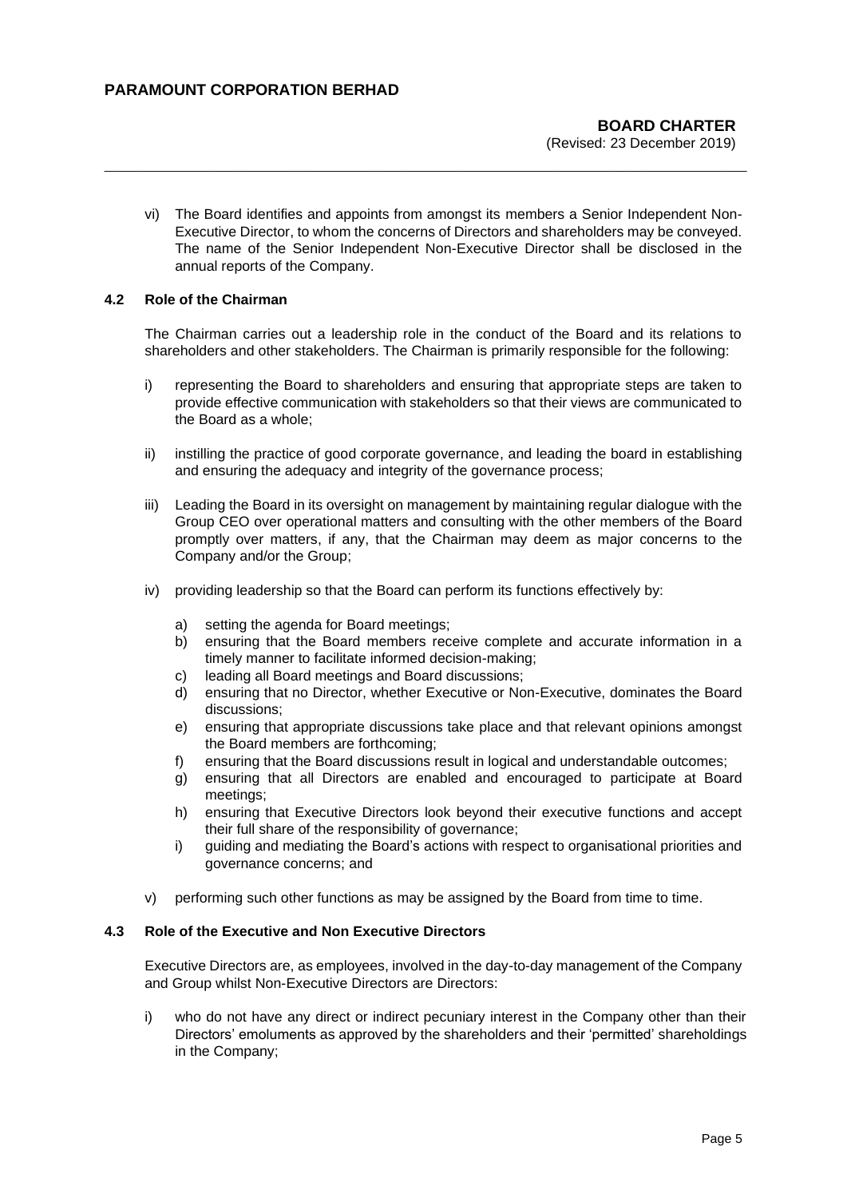vi) The Board identifies and appoints from amongst its members a Senior Independent Non-Executive Director, to whom the concerns of Directors and shareholders may be conveyed. The name of the Senior Independent Non-Executive Director shall be disclosed in the annual reports of the Company.

### 4.2 Role of the Chairman

The Chairman carries out a leadership role in the conduct of the Board and its relations to shareholders and other stakeholders. The Chairman is primarily responsible for the following:

i) representing the Board to shareholders and ensuring that appropriate steps are taken to provide effective communication with stakeholders so that their views are communicated to the Board as a whole;

ii) instilling the practice of good corporate governance, and leading the board in establishing and ensuring the adequacy and integrity of the governance process;

iii) Leading the Board in its oversight on management by maintaining regular dialogue with the Group CEO over operational matters and consulting with the other members of the Board promptly over matters, if any, that the Chairman may deem as major concerns to the Company and/or the Group;

iv) providing leadership so that the Board can perform its functions effectively by:

   a) setting the agenda for Board meetings;
   b) ensuring that the Board members receive complete and accurate information in a timely manner to facilitate informed decision-making;
   c) leading all Board meetings and Board discussions;
   d) ensuring that no Director, whether Executive or Non-Executive, dominates the Board discussions;
   e) ensuring that appropriate discussions take place and that relevant opinions amongst the Board members are forthcoming;
   f) ensuring that the Board discussions result in logical and understandable outcomes;
   g) ensuring that all Directors are enabled and encouraged to participate at Board meetings;
   h) ensuring that Executive Directors look beyond their executive functions and accept their full share of the responsibility of governance;
   i) guiding and mediating the Board's actions with respect to organisational priorities and governance concerns; and

v) performing such other functions as may be assigned by the Board from time to time.

### 4.3 Role of the Executive and Non Executive Directors

Executive Directors are, as employees, involved in the day-to-day management of the Company and Group whilst Non-Executive Directors are Directors:

i) who do not have any direct or indirect pecuniary interest in the Company other than their Directors' emoluments as approved by the shareholders and their 'permitted' shareholdings in the Company;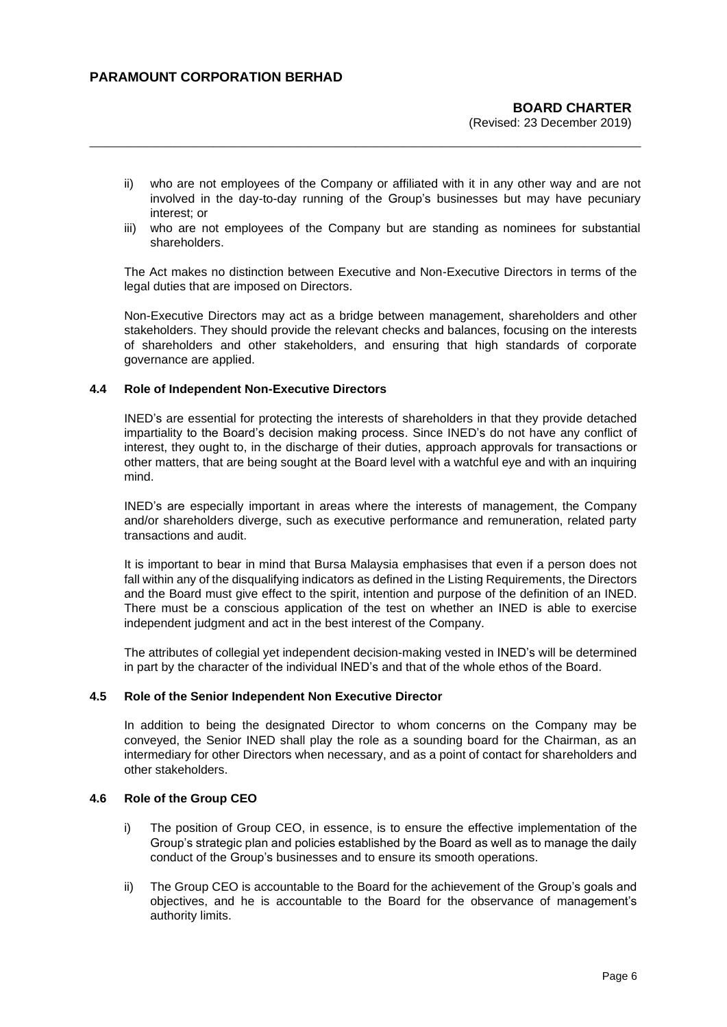ii) who are not employees of the Company or affiliated with it in any other way and are not involved in the day-to-day running of the Group's businesses but may have pecuniary interest; or

iii) who are not employees of the Company but are standing as nominees for substantial shareholders.

The Act makes no distinction between Executive and Non-Executive Directors in terms of the legal duties that are imposed on Directors.

Non-Executive Directors may act as a bridge between management, shareholders and other stakeholders. They should provide the relevant checks and balances, focusing on the interests of shareholders and other stakeholders, and ensuring that high standards of corporate governance are applied.

### 4.4 Role of Independent Non-Executive Directors

INED's are essential for protecting the interests of shareholders in that they provide detached impartiality to the Board's decision making process. Since INED's do not have any conflict of interest, they ought to, in the discharge of their duties, approach approvals for transactions or other matters, that are being sought at the Board level with a watchful eye and with an inquiring mind.

INED's are especially important in areas where the interests of management, the Company and/or shareholders diverge, such as executive performance and remuneration, related party transactions and audit.

It is important to bear in mind that Bursa Malaysia emphasises that even if a person does not fall within any of the disqualifying indicators as defined in the Listing Requirements, the Directors and the Board must give effect to the spirit, intention and purpose of the definition of an INED. There must be a conscious application of the test on whether an INED is able to exercise independent judgment and act in the best interest of the Company.

The attributes of collegial yet independent decision-making vested in INED's will be determined in part by the character of the individual INED's and that of the whole ethos of the Board.

### 4.5 Role of the Senior Independent Non Executive Director

In addition to being the designated Director to whom concerns on the Company may be conveyed, the Senior INED shall play the role as a sounding board for the Chairman, as an intermediary for other Directors when necessary, and as a point of contact for shareholders and other stakeholders.

### 4.6 Role of the Group CEO

i) The position of Group CEO, in essence, is to ensure the effective implementation of the Group's strategic plan and policies established by the Board as well as to manage the daily conduct of the Group's businesses and to ensure its smooth operations.

ii) The Group CEO is accountable to the Board for the achievement of the Group's goals and objectives, and he is accountable to the Board for the observance of management's authority limits.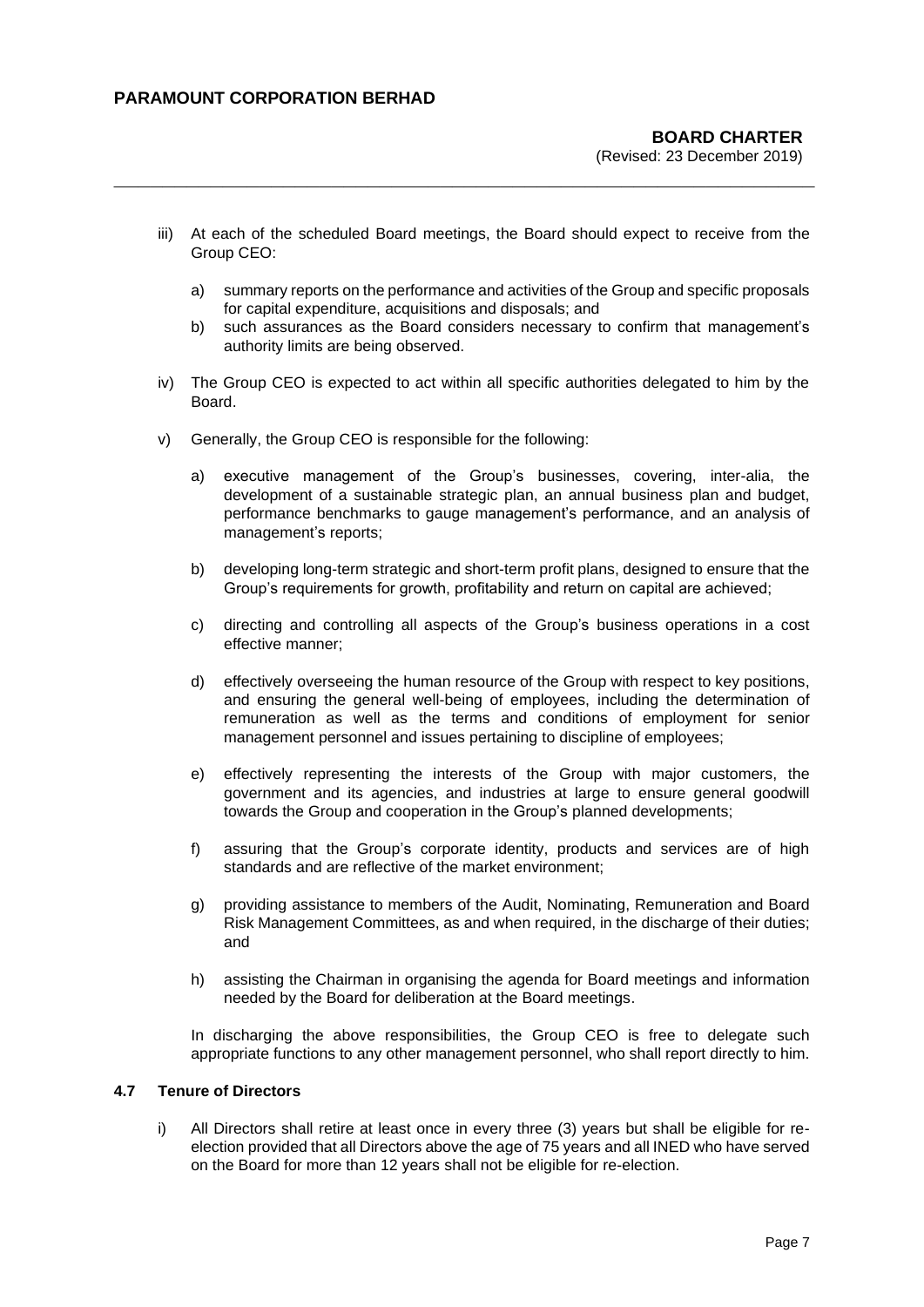iii) At each of the scheduled Board meetings, the Board should expect to receive from the Group CEO:

a) summary reports on the performance and activities of the Group and specific proposals for capital expenditure, acquisitions and disposals; and
b) such assurances as the Board considers necessary to confirm that management's authority limits are being observed.

iv) The Group CEO is expected to act within all specific authorities delegated to him by the Board.

v) Generally, the Group CEO is responsible for the following:

a) executive management of the Group's businesses, covering, inter-alia, the development of a sustainable strategic plan, an annual business plan and budget, performance benchmarks to gauge management's performance, and an analysis of management's reports;

b) developing long-term strategic and short-term profit plans, designed to ensure that the Group's requirements for growth, profitability and return on capital are achieved;

c) directing and controlling all aspects of the Group's business operations in a cost effective manner;

d) effectively overseeing the human resource of the Group with respect to key positions, and ensuring the general well-being of employees, including the determination of remuneration as well as the terms and conditions of employment for senior management personnel and issues pertaining to discipline of employees;

e) effectively representing the interests of the Group with major customers, the government and its agencies, and industries at large to ensure general goodwill towards the Group and cooperation in the Group's planned developments;

f) assuring that the Group's corporate identity, products and services are of high standards and are reflective of the market environment;

g) providing assistance to members of the Audit, Nominating, Remuneration and Board Risk Management Committees, as and when required, in the discharge of their duties; and

h) assisting the Chairman in organising the agenda for Board meetings and information needed by the Board for deliberation at the Board meetings.

In discharging the above responsibilities, the Group CEO is free to delegate such appropriate functions to any other management personnel, who shall report directly to him.

### 4.7 Tenure of Directors

i) All Directors shall retire at least once in every three (3) years but shall be eligible for re-election provided that all Directors above the age of 75 years and all INED who have served on the Board for more than 12 years shall not be eligible for re-election.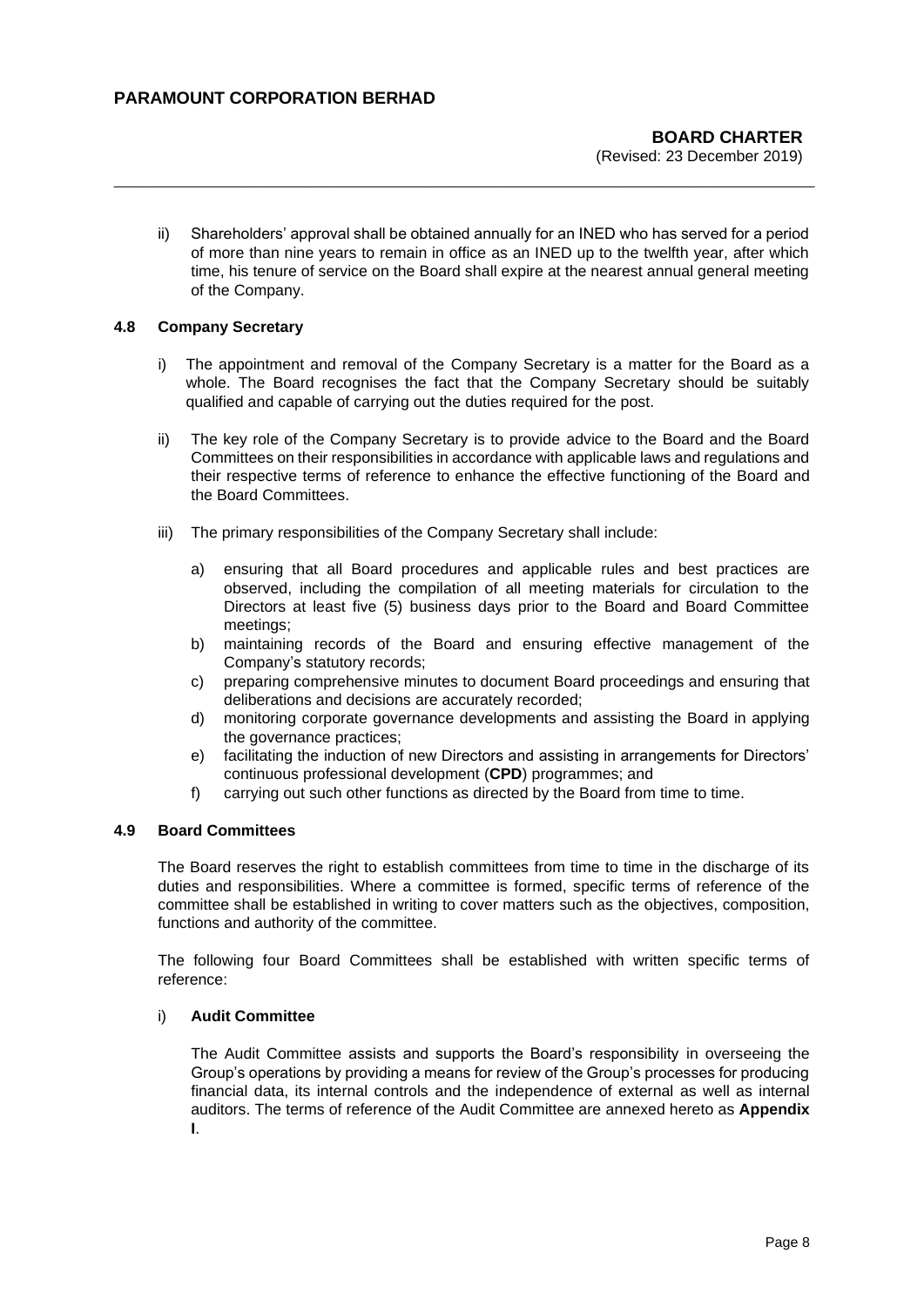ii) Shareholders' approval shall be obtained annually for an INED who has served for a period of more than nine years to remain in office as an INED up to the twelfth year, after which time, his tenure of service on the Board shall expire at the nearest annual general meeting of the Company.

### 4.8 Company Secretary

i) The appointment and removal of the Company Secretary is a matter for the Board as a whole. The Board recognises the fact that the Company Secretary should be suitably qualified and capable of carrying out the duties required for the post.

ii) The key role of the Company Secretary is to provide advice to the Board and the Board Committees on their responsibilities in accordance with applicable laws and regulations and their respective terms of reference to enhance the effective functioning of the Board and the Board Committees.

iii) The primary responsibilities of the Company Secretary shall include:

a) ensuring that all Board procedures and applicable rules and best practices are observed, including the compilation of all meeting materials for circulation to the Directors at least five (5) business days prior to the Board and Board Committee meetings;

b) maintaining records of the Board and ensuring effective management of the Company's statutory records;

c) preparing comprehensive minutes to document Board proceedings and ensuring that deliberations and decisions are accurately recorded;

d) monitoring corporate governance developments and assisting the Board in applying the governance practices;

e) facilitating the induction of new Directors and assisting in arrangements for Directors' continuous professional development (**CPD**) programmes; and

f) carrying out such other functions as directed by the Board from time to time.

### 4.9 Board Committees

The Board reserves the right to establish committees from time to time in the discharge of its duties and responsibilities. Where a committee is formed, specific terms of reference of the committee shall be established in writing to cover matters such as the objectives, composition, functions and authority of the committee.

The following four Board Committees shall be established with written specific terms of reference:

i) **Audit Committee**

The Audit Committee assists and supports the Board's responsibility in overseeing the Group's operations by providing a means for review of the Group's processes for producing financial data, its internal controls and the independence of external as well as internal auditors. The terms of reference of the Audit Committee are annexed hereto as **Appendix I**.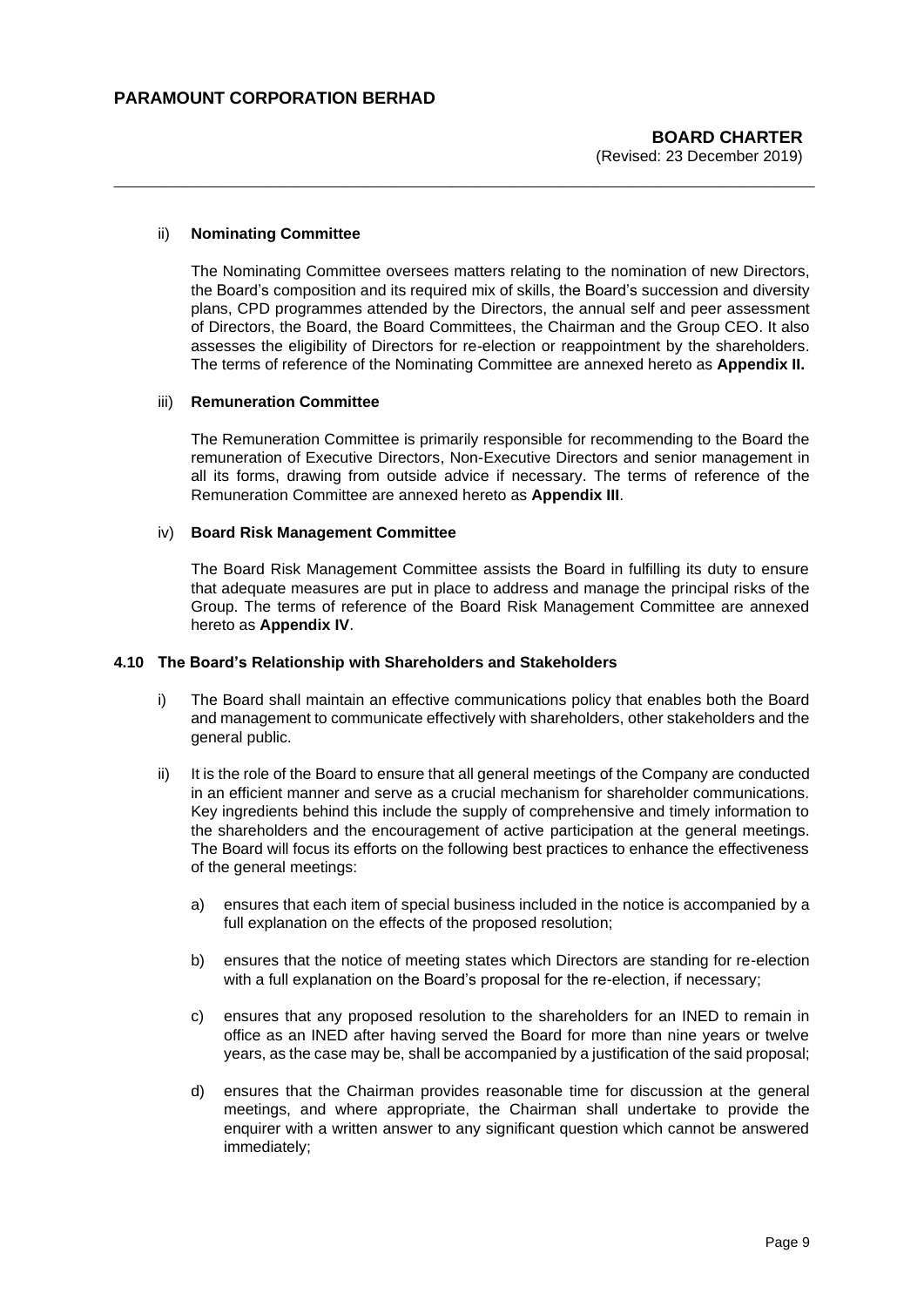ii) **Nominating Committee**

The Nominating Committee oversees matters relating to the nomination of new Directors, the Board's composition and its required mix of skills, the Board's succession and diversity plans, CPD programmes attended by the Directors, the annual self and peer assessment of Directors, the Board, the Board Committees, the Chairman and the Group CEO. It also assesses the eligibility of Directors for re-election or reappointment by the shareholders. The terms of reference of the Nominating Committee are annexed hereto as **Appendix II.**

iii) **Remuneration Committee**

The Remuneration Committee is primarily responsible for recommending to the Board the remuneration of Executive Directors, Non-Executive Directors and senior management in all its forms, drawing from outside advice if necessary. The terms of reference of the Remuneration Committee are annexed hereto as **Appendix III**.

iv) **Board Risk Management Committee**

The Board Risk Management Committee assists the Board in fulfilling its duty to ensure that adequate measures are put in place to address and manage the principal risks of the Group. The terms of reference of the Board Risk Management Committee are annexed hereto as **Appendix IV**.

### 4.10 The Board's Relationship with Shareholders and Stakeholders

i) The Board shall maintain an effective communications policy that enables both the Board and management to communicate effectively with shareholders, other stakeholders and the general public.

ii) It is the role of the Board to ensure that all general meetings of the Company are conducted in an efficient manner and serve as a crucial mechanism for shareholder communications. Key ingredients behind this include the supply of comprehensive and timely information to the shareholders and the encouragement of active participation at the general meetings. The Board will focus its efforts on the following best practices to enhance the effectiveness of the general meetings:

   a) ensures that each item of special business included in the notice is accompanied by a full explanation on the effects of the proposed resolution;

   b) ensures that the notice of meeting states which Directors are standing for re-election with a full explanation on the Board's proposal for the re-election, if necessary;

   c) ensures that any proposed resolution to the shareholders for an INED to remain in office as an INED after having served the Board for more than nine years or twelve years, as the case may be, shall be accompanied by a justification of the said proposal;

   d) ensures that the Chairman provides reasonable time for discussion at the general meetings, and where appropriate, the Chairman shall undertake to provide the enquirer with a written answer to any significant question which cannot be answered immediately;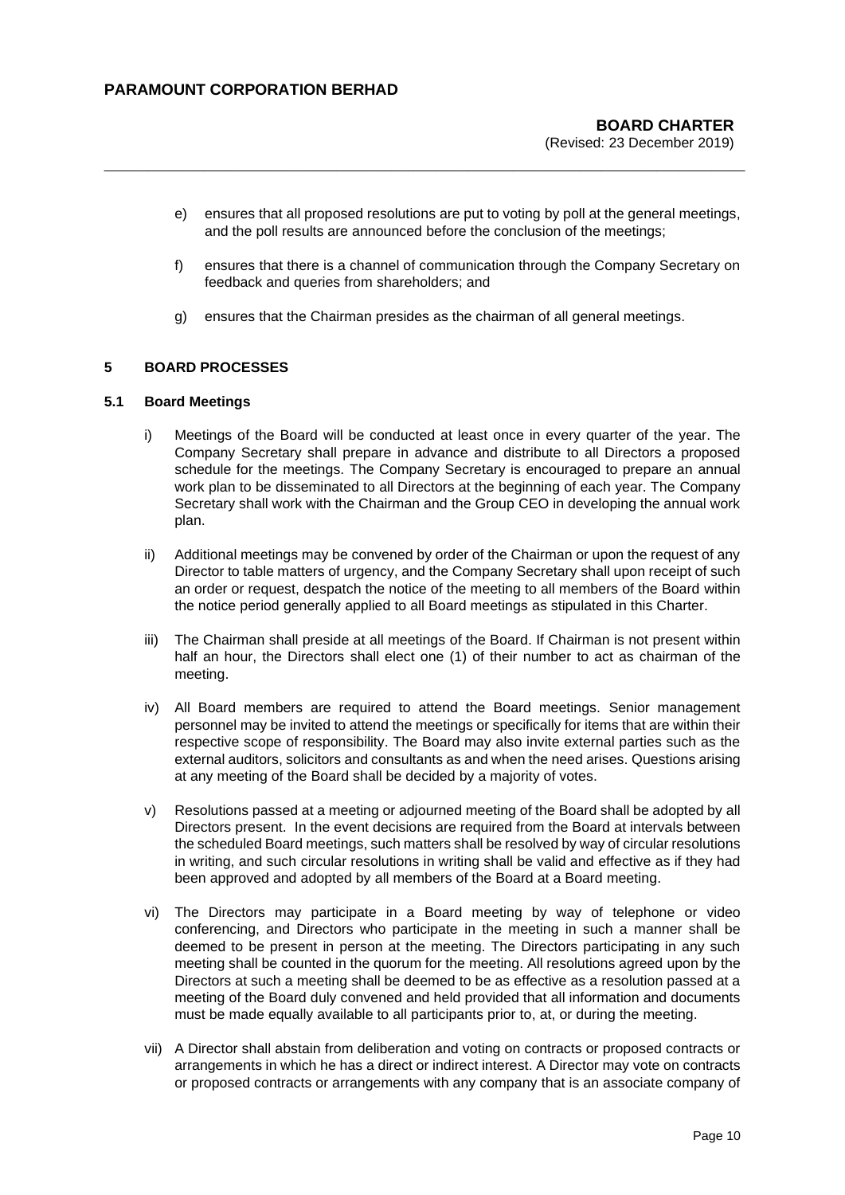e) ensures that all proposed resolutions are put to voting by poll at the general meetings, and the poll results are announced before the conclusion of the meetings;

f) ensures that there is a channel of communication through the Company Secretary on feedback and queries from shareholders; and

g) ensures that the Chairman presides as the chairman of all general meetings.

## 5 BOARD PROCESSES

### 5.1 Board Meetings

i) Meetings of the Board will be conducted at least once in every quarter of the year. The Company Secretary shall prepare in advance and distribute to all Directors a proposed schedule for the meetings. The Company Secretary is encouraged to prepare an annual work plan to be disseminated to all Directors at the beginning of each year. The Company Secretary shall work with the Chairman and the Group CEO in developing the annual work plan.

ii) Additional meetings may be convened by order of the Chairman or upon the request of any Director to table matters of urgency, and the Company Secretary shall upon receipt of such an order or request, despatch the notice of the meeting to all members of the Board within the notice period generally applied to all Board meetings as stipulated in this Charter.

iii) The Chairman shall preside at all meetings of the Board. If Chairman is not present within half an hour, the Directors shall elect one (1) of their number to act as chairman of the meeting.

iv) All Board members are required to attend the Board meetings. Senior management personnel may be invited to attend the meetings or specifically for items that are within their respective scope of responsibility. The Board may also invite external parties such as the external auditors, solicitors and consultants as and when the need arises. Questions arising at any meeting of the Board shall be decided by a majority of votes.

v) Resolutions passed at a meeting or adjourned meeting of the Board shall be adopted by all Directors present. In the event decisions are required from the Board at intervals between the scheduled Board meetings, such matters shall be resolved by way of circular resolutions in writing, and such circular resolutions in writing shall be valid and effective as if they had been approved and adopted by all members of the Board at a Board meeting.

vi) The Directors may participate in a Board meeting by way of telephone or video conferencing, and Directors who participate in the meeting in such a manner shall be deemed to be present in person at the meeting. The Directors participating in any such meeting shall be counted in the quorum for the meeting. All resolutions agreed upon by the Directors at such a meeting shall be deemed to be as effective as a resolution passed at a meeting of the Board duly convened and held provided that all information and documents must be made equally available to all participants prior to, at, or during the meeting.

vii) A Director shall abstain from deliberation and voting on contracts or proposed contracts or arrangements in which he has a direct or indirect interest. A Director may vote on contracts or proposed contracts or arrangements with any company that is an associate company of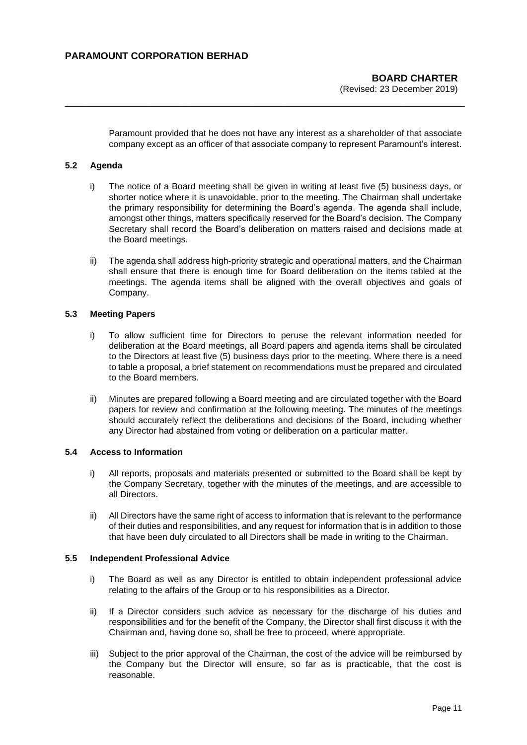Paramount provided that he does not have any interest as a shareholder of that associate company except as an officer of that associate company to represent Paramount's interest.

### 5.2 Agenda

i) The notice of a Board meeting shall be given in writing at least five (5) business days, or shorter notice where it is unavoidable, prior to the meeting. The Chairman shall undertake the primary responsibility for determining the Board's agenda. The agenda shall include, amongst other things, matters specifically reserved for the Board's decision. The Company Secretary shall record the Board's deliberation on matters raised and decisions made at the Board meetings.

ii) The agenda shall address high-priority strategic and operational matters, and the Chairman shall ensure that there is enough time for Board deliberation on the items tabled at the meetings. The agenda items shall be aligned with the overall objectives and goals of Company.

### 5.3 Meeting Papers

i) To allow sufficient time for Directors to peruse the relevant information needed for deliberation at the Board meetings, all Board papers and agenda items shall be circulated to the Directors at least five (5) business days prior to the meeting. Where there is a need to table a proposal, a brief statement on recommendations must be prepared and circulated to the Board members.

ii) Minutes are prepared following a Board meeting and are circulated together with the Board papers for review and confirmation at the following meeting. The minutes of the meetings should accurately reflect the deliberations and decisions of the Board, including whether any Director had abstained from voting or deliberation on a particular matter.

### 5.4 Access to Information

i) All reports, proposals and materials presented or submitted to the Board shall be kept by the Company Secretary, together with the minutes of the meetings, and are accessible to all Directors.

ii) All Directors have the same right of access to information that is relevant to the performance of their duties and responsibilities, and any request for information that is in addition to those that have been duly circulated to all Directors shall be made in writing to the Chairman.

### 5.5 Independent Professional Advice

i) The Board as well as any Director is entitled to obtain independent professional advice relating to the affairs of the Group or to his responsibilities as a Director.

ii) If a Director considers such advice as necessary for the discharge of his duties and responsibilities and for the benefit of the Company, the Director shall first discuss it with the Chairman and, having done so, shall be free to proceed, where appropriate.

iii) Subject to the prior approval of the Chairman, the cost of the advice will be reimbursed by the Company but the Director will ensure, so far as is practicable, that the cost is reasonable.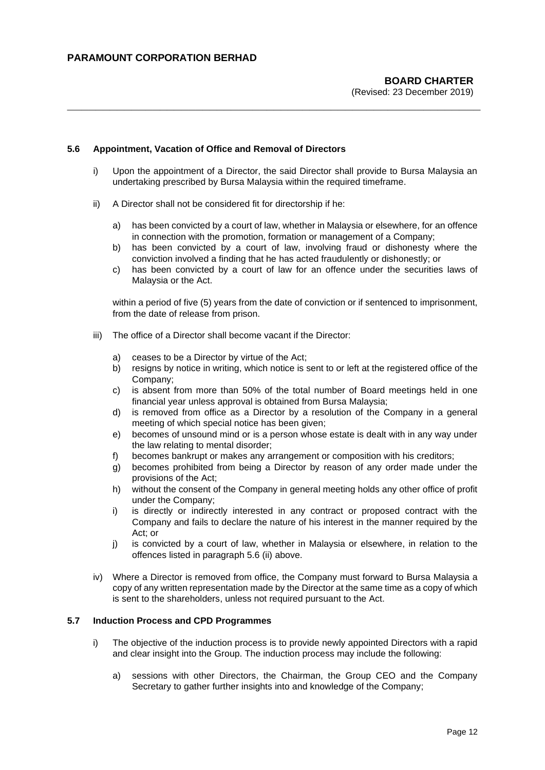### 5.6 Appointment, Vacation of Office and Removal of Directors

i) Upon the appointment of a Director, the said Director shall provide to Bursa Malaysia an undertaking prescribed by Bursa Malaysia within the required timeframe.

ii) A Director shall not be considered fit for directorship if he:

   a) has been convicted by a court of law, whether in Malaysia or elsewhere, for an offence in connection with the promotion, formation or management of a Company;
   b) has been convicted by a court of law, involving fraud or dishonesty where the conviction involved a finding that he has acted fraudulently or dishonestly; or
   c) has been convicted by a court of law for an offence under the securities laws of Malaysia or the Act.

   within a period of five (5) years from the date of conviction or if sentenced to imprisonment, from the date of release from prison.

iii) The office of a Director shall become vacant if the Director:

   a) ceases to be a Director by virtue of the Act;
   b) resigns by notice in writing, which notice is sent to or left at the registered office of the Company;
   c) is absent from more than 50% of the total number of Board meetings held in one financial year unless approval is obtained from Bursa Malaysia;
   d) is removed from office as a Director by a resolution of the Company in a general meeting of which special notice has been given;
   e) becomes of unsound mind or is a person whose estate is dealt with in any way under the law relating to mental disorder;
   f) becomes bankrupt or makes any arrangement or composition with his creditors;
   g) becomes prohibited from being a Director by reason of any order made under the provisions of the Act;
   h) without the consent of the Company in general meeting holds any other office of profit under the Company;
   i) is directly or indirectly interested in any contract or proposed contract with the Company and fails to declare the nature of his interest in the manner required by the Act; or
   j) is convicted by a court of law, whether in Malaysia or elsewhere, in relation to the offences listed in paragraph 5.6 (ii) above.

iv) Where a Director is removed from office, the Company must forward to Bursa Malaysia a copy of any written representation made by the Director at the same time as a copy of which is sent to the shareholders, unless not required pursuant to the Act.

### 5.7 Induction Process and CPD Programmes

i) The objective of the induction process is to provide newly appointed Directors with a rapid and clear insight into the Group. The induction process may include the following:

   a) sessions with other Directors, the Chairman, the Group CEO and the Company Secretary to gather further insights into and knowledge of the Company;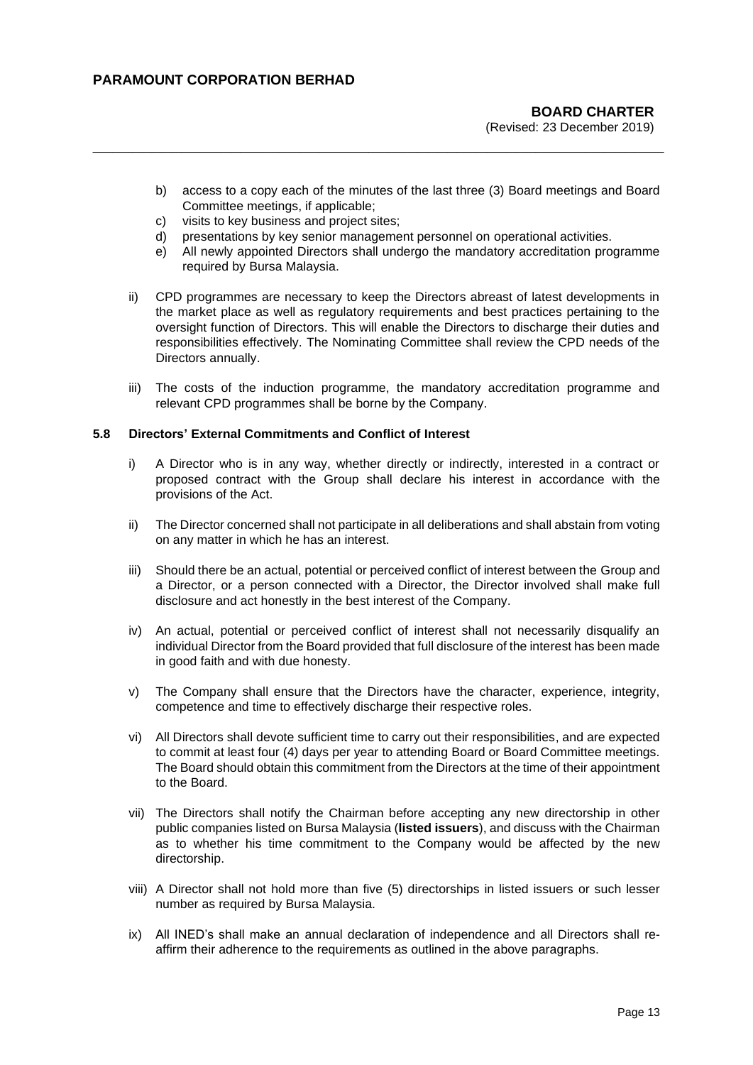b) access to a copy each of the minutes of the last three (3) Board meetings and Board Committee meetings, if applicable;
c) visits to key business and project sites;
d) presentations by key senior management personnel on operational activities.
e) All newly appointed Directors shall undergo the mandatory accreditation programme required by Bursa Malaysia.

ii) CPD programmes are necessary to keep the Directors abreast of latest developments in the market place as well as regulatory requirements and best practices pertaining to the oversight function of Directors. This will enable the Directors to discharge their duties and responsibilities effectively. The Nominating Committee shall review the CPD needs of the Directors annually.

iii) The costs of the induction programme, the mandatory accreditation programme and relevant CPD programmes shall be borne by the Company.

### 5.8 Directors' External Commitments and Conflict of Interest

i) A Director who is in any way, whether directly or indirectly, interested in a contract or proposed contract with the Group shall declare his interest in accordance with the provisions of the Act.

ii) The Director concerned shall not participate in all deliberations and shall abstain from voting on any matter in which he has an interest.

iii) Should there be an actual, potential or perceived conflict of interest between the Group and a Director, or a person connected with a Director, the Director involved shall make full disclosure and act honestly in the best interest of the Company.

iv) An actual, potential or perceived conflict of interest shall not necessarily disqualify an individual Director from the Board provided that full disclosure of the interest has been made in good faith and with due honesty.

v) The Company shall ensure that the Directors have the character, experience, integrity, competence and time to effectively discharge their respective roles.

vi) All Directors shall devote sufficient time to carry out their responsibilities, and are expected to commit at least four (4) days per year to attending Board or Board Committee meetings. The Board should obtain this commitment from the Directors at the time of their appointment to the Board.

vii) The Directors shall notify the Chairman before accepting any new directorship in other public companies listed on Bursa Malaysia (**listed issuers**), and discuss with the Chairman as to whether his time commitment to the Company would be affected by the new directorship.

viii) A Director shall not hold more than five (5) directorships in listed issuers or such lesser number as required by Bursa Malaysia.

ix) All INED's shall make an annual declaration of independence and all Directors shall re-affirm their adherence to the requirements as outlined in the above paragraphs.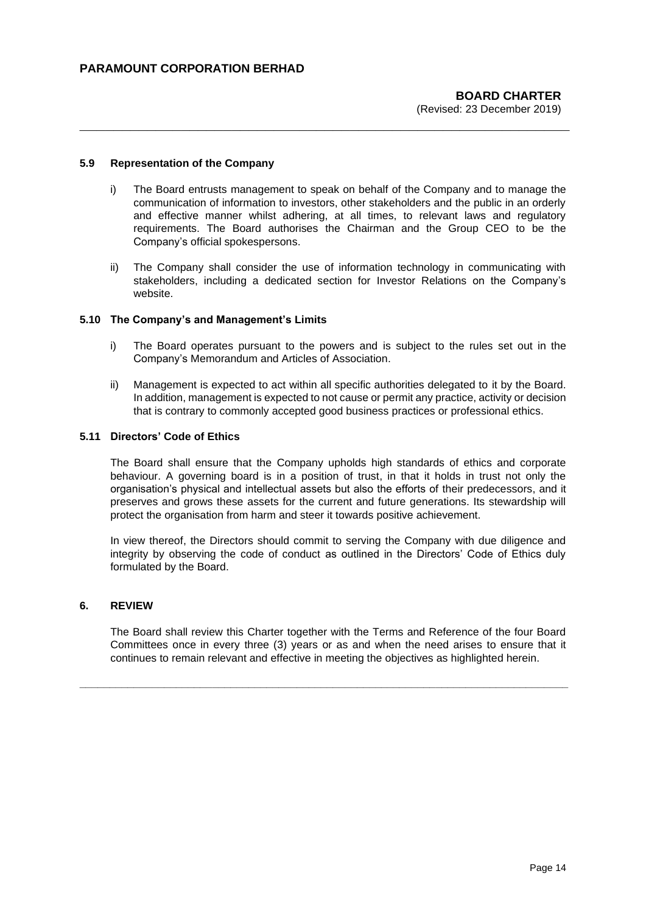### 5.9 Representation of the Company

i) The Board entrusts management to speak on behalf of the Company and to manage the communication of information to investors, other stakeholders and the public in an orderly and effective manner whilst adhering, at all times, to relevant laws and regulatory requirements. The Board authorises the Chairman and the Group CEO to be the Company's official spokespersons.

ii) The Company shall consider the use of information technology in communicating with stakeholders, including a dedicated section for Investor Relations on the Company's website.

### 5.10 The Company's and Management's Limits

i) The Board operates pursuant to the powers and is subject to the rules set out in the Company's Memorandum and Articles of Association.

ii) Management is expected to act within all specific authorities delegated to it by the Board. In addition, management is expected to not cause or permit any practice, activity or decision that is contrary to commonly accepted good business practices or professional ethics.

### 5.11 Directors' Code of Ethics

The Board shall ensure that the Company upholds high standards of ethics and corporate behaviour. A governing board is in a position of trust, in that it holds in trust not only the organisation's physical and intellectual assets but also the efforts of their predecessors, and it preserves and grows these assets for the current and future generations. Its stewardship will protect the organisation from harm and steer it towards positive achievement.

In view thereof, the Directors should commit to serving the Company with due diligence and integrity by observing the code of conduct as outlined in the Directors' Code of Ethics duly formulated by the Board.

## 6. REVIEW

The Board shall review this Charter together with the Terms and Reference of the four Board Committees once in every three (3) years or as and when the need arises to ensure that it continues to remain relevant and effective in meeting the objectives as highlighted herein.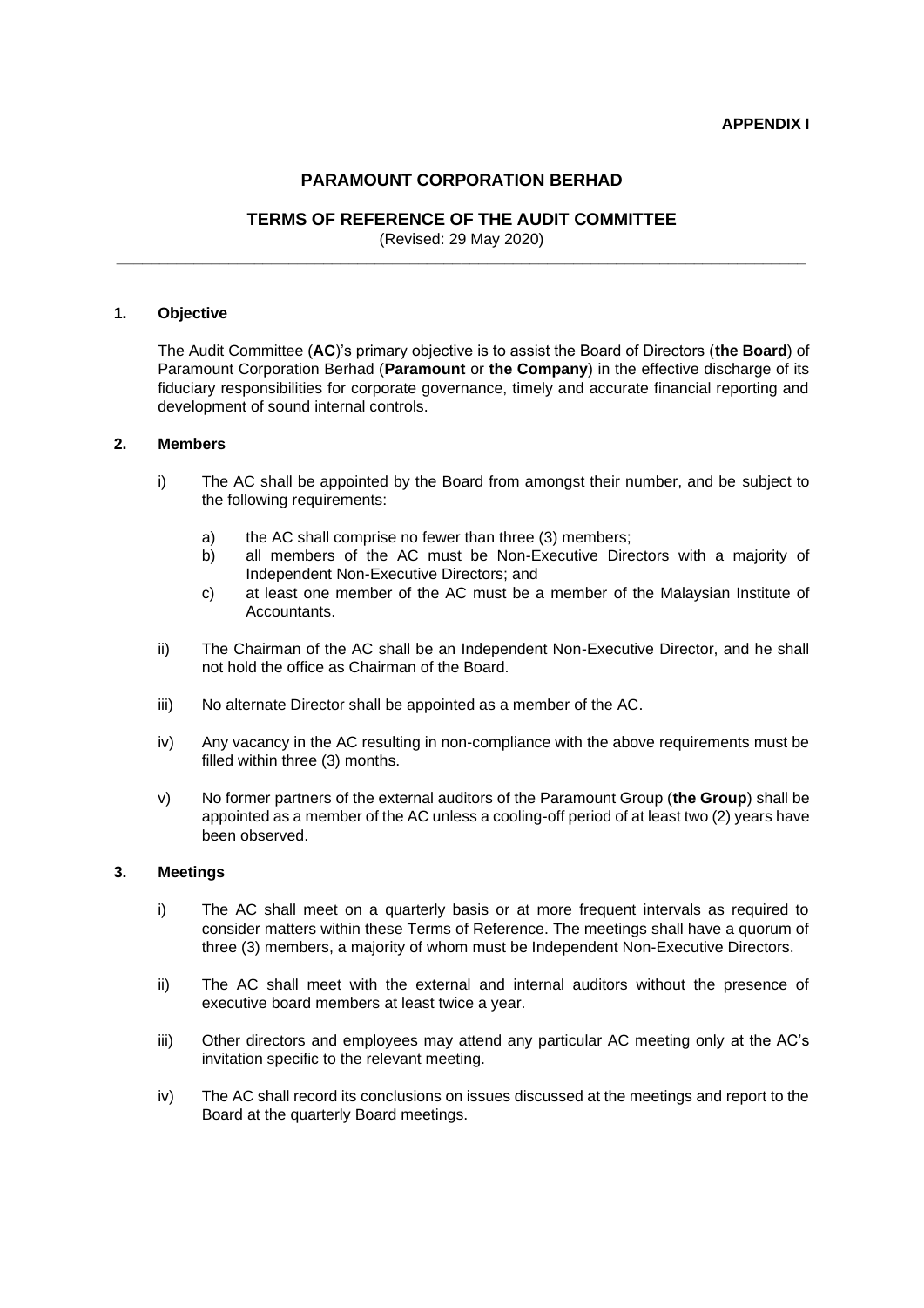**APPENDIX I**

# PARAMOUNT CORPORATION BERHAD

## TERMS OF REFERENCE OF THE AUDIT COMMITTEE

(Revised: 29 May 2020)

---

### 1. Objective

The Audit Committee (**AC**)'s primary objective is to assist the Board of Directors (**the Board**) of Paramount Corporation Berhad (**Paramount** or **the Company**) in the effective discharge of its fiduciary responsibilities for corporate governance, timely and accurate financial reporting and development of sound internal controls.

### 2. Members

i) The AC shall be appointed by the Board from amongst their number, and be subject to the following requirements:

   a) the AC shall comprise no fewer than three (3) members;
   b) all members of the AC must be Non-Executive Directors with a majority of Independent Non-Executive Directors; and
   c) at least one member of the AC must be a member of the Malaysian Institute of Accountants.

ii) The Chairman of the AC shall be an Independent Non-Executive Director, and he shall not hold the office as Chairman of the Board.

iii) No alternate Director shall be appointed as a member of the AC.

iv) Any vacancy in the AC resulting in non-compliance with the above requirements must be filled within three (3) months.

v) No former partners of the external auditors of the Paramount Group (**the Group**) shall be appointed as a member of the AC unless a cooling-off period of at least two (2) years have been observed.

### 3. Meetings

i) The AC shall meet on a quarterly basis or at more frequent intervals as required to consider matters within these Terms of Reference. The meetings shall have a quorum of three (3) members, a majority of whom must be Independent Non-Executive Directors.

ii) The AC shall meet with the external and internal auditors without the presence of executive board members at least twice a year.

iii) Other directors and employees may attend any particular AC meeting only at the AC's invitation specific to the relevant meeting.

iv) The AC shall record its conclusions on issues discussed at the meetings and report to the Board at the quarterly Board meetings.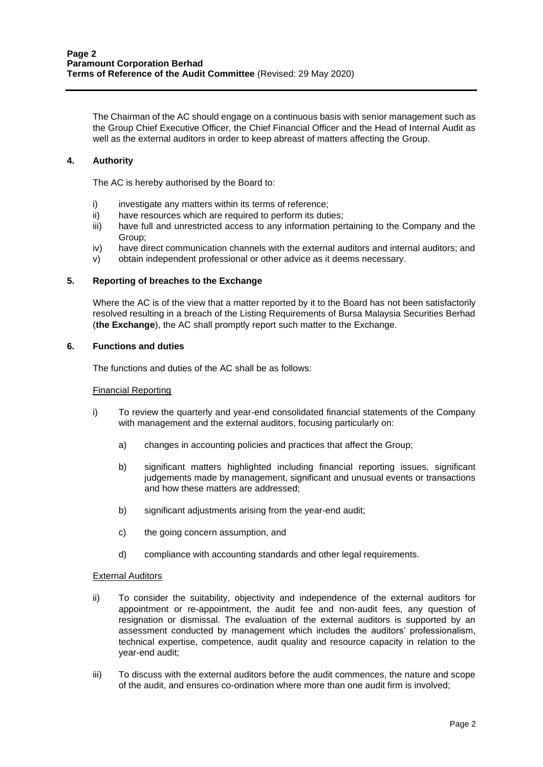The Chairman of the AC should engage on a continuous basis with senior management such as the Group Chief Executive Officer, the Chief Financial Officer and the Head of Internal Audit as well as the external auditors in order to keep abreast of matters affecting the Group.

## 4. Authority

The AC is hereby authorised by the Board to:

i) investigate any matters within its terms of reference;
ii) have resources which are required to perform its duties;
iii) have full and unrestricted access to any information pertaining to the Company and the Group;
iv) have direct communication channels with the external auditors and internal auditors; and
v) obtain independent professional or other advice as it deems necessary.

## 5. Reporting of breaches to the Exchange

Where the AC is of the view that a matter reported by it to the Board has not been satisfactorily resolved resulting in a breach of the Listing Requirements of Bursa Malaysia Securities Berhad (**the Exchange**), the AC shall promptly report such matter to the Exchange.

## 6. Functions and duties

The functions and duties of the AC shall be as follows:

<u>Financial Reporting</u>

i) To review the quarterly and year-end consolidated financial statements of the Company with management and the external auditors, focusing particularly on:

   a) changes in accounting policies and practices that affect the Group;

   b) significant matters highlighted including financial reporting issues, significant judgements made by management, significant and unusual events or transactions and how these matters are addressed;

   b) significant adjustments arising from the year-end audit;

   c) the going concern assumption, and

   d) compliance with accounting standards and other legal requirements.

<u>External Auditors</u>

ii) To consider the suitability, objectivity and independence of the external auditors for appointment or re-appointment, the audit fee and non-audit fees, any question of resignation or dismissal. The evaluation of the external auditors is supported by an assessment conducted by management which includes the auditors' professionalism, technical expertise, competence, audit quality and resource capacity in relation to the year-end audit;

iii) To discuss with the external auditors before the audit commences, the nature and scope of the audit, and ensures co-ordination where more than one audit firm is involved;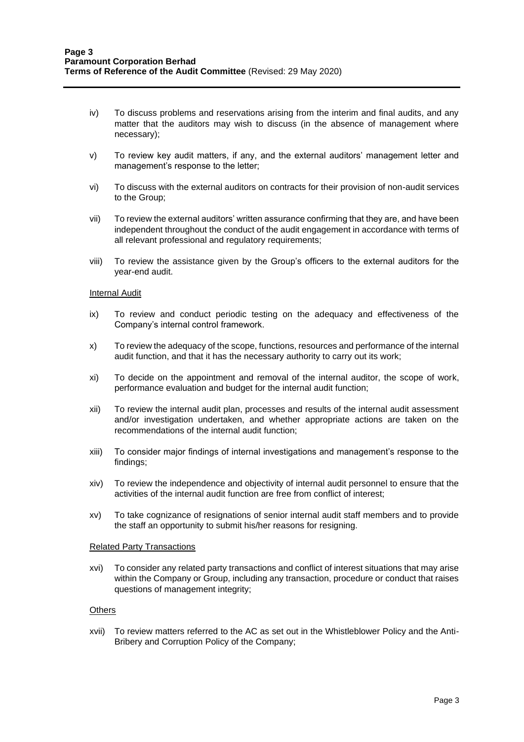iv) To discuss problems and reservations arising from the interim and final audits, and any matter that the auditors may wish to discuss (in the absence of management where necessary);

v) To review key audit matters, if any, and the external auditors' management letter and management's response to the letter;

vi) To discuss with the external auditors on contracts for their provision of non-audit services to the Group;

vii) To review the external auditors' written assurance confirming that they are, and have been independent throughout the conduct of the audit engagement in accordance with terms of all relevant professional and regulatory requirements;

viii) To review the assistance given by the Group's officers to the external auditors for the year-end audit.

<u>Internal Audit</u>

ix) To review and conduct periodic testing on the adequacy and effectiveness of the Company's internal control framework.

x) To review the adequacy of the scope, functions, resources and performance of the internal audit function, and that it has the necessary authority to carry out its work;

xi) To decide on the appointment and removal of the internal auditor, the scope of work, performance evaluation and budget for the internal audit function;

xii) To review the internal audit plan, processes and results of the internal audit assessment and/or investigation undertaken, and whether appropriate actions are taken on the recommendations of the internal audit function;

xiii) To consider major findings of internal investigations and management's response to the findings;

xiv) To review the independence and objectivity of internal audit personnel to ensure that the activities of the internal audit function are free from conflict of interest;

xv) To take cognizance of resignations of senior internal audit staff members and to provide the staff an opportunity to submit his/her reasons for resigning.

<u>Related Party Transactions</u>

xvi) To consider any related party transactions and conflict of interest situations that may arise within the Company or Group, including any transaction, procedure or conduct that raises questions of management integrity;

<u>Others</u>

xvii) To review matters referred to the AC as set out in the Whistleblower Policy and the Anti-Bribery and Corruption Policy of the Company;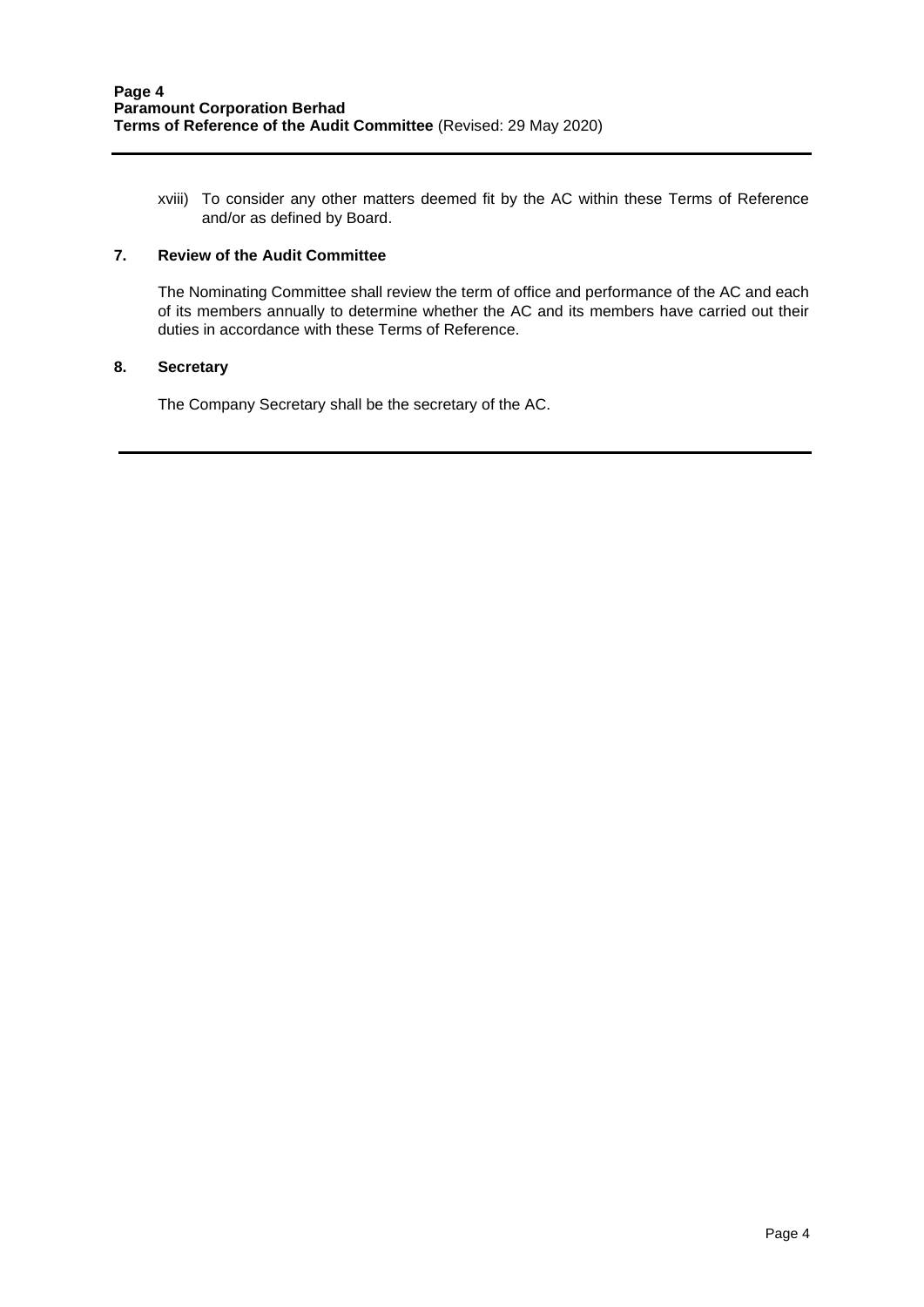xviii) To consider any other matters deemed fit by the AC within these Terms of Reference and/or as defined by Board.

## 7. Review of the Audit Committee

The Nominating Committee shall review the term of office and performance of the AC and each of its members annually to determine whether the AC and its members have carried out their duties in accordance with these Terms of Reference.

## 8. Secretary

The Company Secretary shall be the secretary of the AC.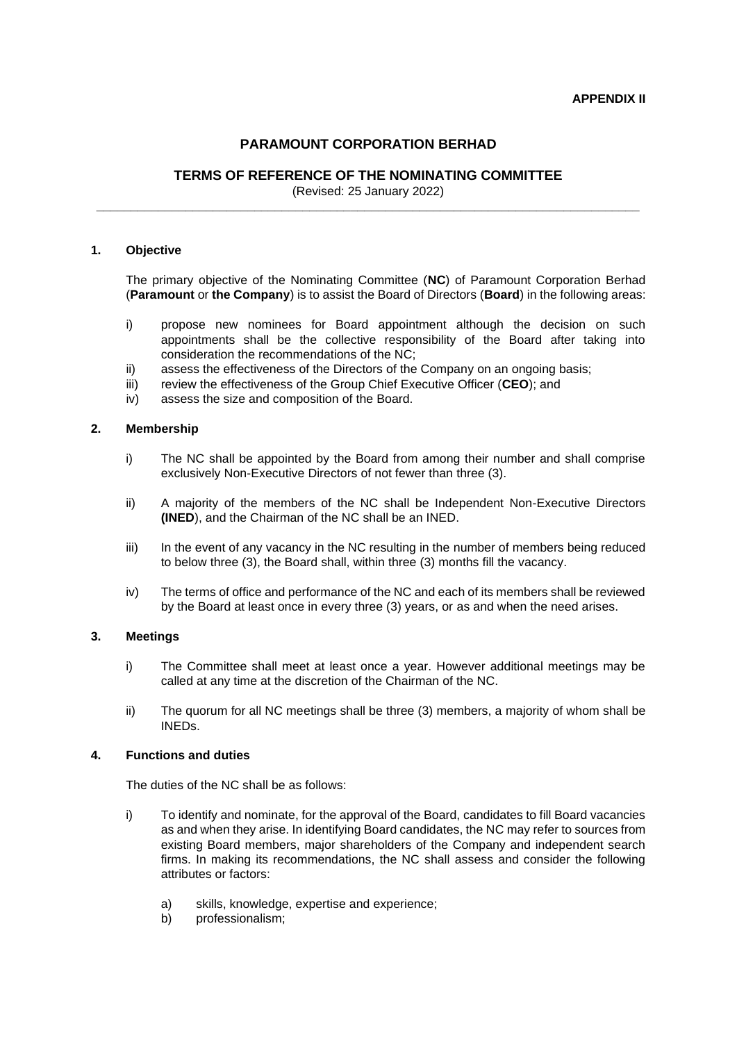**APPENDIX II**

# PARAMOUNT CORPORATION BERHAD

## TERMS OF REFERENCE OF THE NOMINATING COMMITTEE

(Revised: 25 January 2022)

---

### 1. Objective

The primary objective of the Nominating Committee (**NC**) of Paramount Corporation Berhad (**Paramount** or **the Company**) is to assist the Board of Directors (**Board**) in the following areas:

i) propose new nominees for Board appointment although the decision on such appointments shall be the collective responsibility of the Board after taking into consideration the recommendations of the NC;
ii) assess the effectiveness of the Directors of the Company on an ongoing basis;
iii) review the effectiveness of the Group Chief Executive Officer (**CEO**); and
iv) assess the size and composition of the Board.

### 2. Membership

i) The NC shall be appointed by the Board from among their number and shall comprise exclusively Non-Executive Directors of not fewer than three (3).

ii) A majority of the members of the NC shall be Independent Non-Executive Directors **(INED**), and the Chairman of the NC shall be an INED.

iii) In the event of any vacancy in the NC resulting in the number of members being reduced to below three (3), the Board shall, within three (3) months fill the vacancy.

iv) The terms of office and performance of the NC and each of its members shall be reviewed by the Board at least once in every three (3) years, or as and when the need arises.

### 3. Meetings

i) The Committee shall meet at least once a year. However additional meetings may be called at any time at the discretion of the Chairman of the NC.

ii) The quorum for all NC meetings shall be three (3) members, a majority of whom shall be INEDs.

### 4. Functions and duties

The duties of the NC shall be as follows:

i) To identify and nominate, for the approval of the Board, candidates to fill Board vacancies as and when they arise. In identifying Board candidates, the NC may refer to sources from existing Board members, major shareholders of the Company and independent search firms. In making its recommendations, the NC shall assess and consider the following attributes or factors:

   a) skills, knowledge, expertise and experience;
   b) professionalism;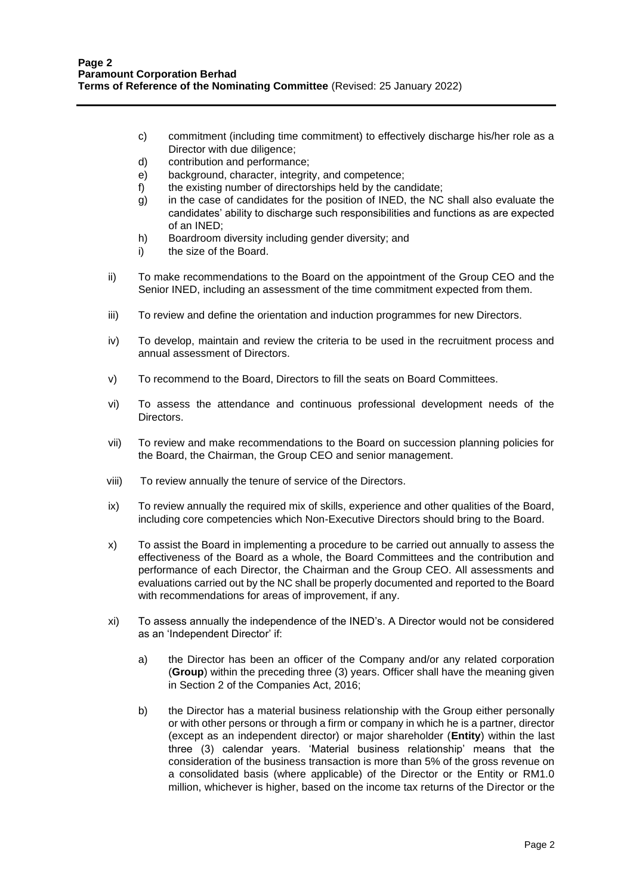c) commitment (including time commitment) to effectively discharge his/her role as a Director with due diligence;
d) contribution and performance;
e) background, character, integrity, and competence;
f) the existing number of directorships held by the candidate;
g) in the case of candidates for the position of INED, the NC shall also evaluate the candidates' ability to discharge such responsibilities and functions as are expected of an INED;
h) Boardroom diversity including gender diversity; and
i) the size of the Board.

ii) To make recommendations to the Board on the appointment of the Group CEO and the Senior INED, including an assessment of the time commitment expected from them.

iii) To review and define the orientation and induction programmes for new Directors.

iv) To develop, maintain and review the criteria to be used in the recruitment process and annual assessment of Directors.

v) To recommend to the Board, Directors to fill the seats on Board Committees.

vi) To assess the attendance and continuous professional development needs of the Directors.

vii) To review and make recommendations to the Board on succession planning policies for the Board, the Chairman, the Group CEO and senior management.

viii) To review annually the tenure of service of the Directors.

ix) To review annually the required mix of skills, experience and other qualities of the Board, including core competencies which Non-Executive Directors should bring to the Board.

x) To assist the Board in implementing a procedure to be carried out annually to assess the effectiveness of the Board as a whole, the Board Committees and the contribution and performance of each Director, the Chairman and the Group CEO. All assessments and evaluations carried out by the NC shall be properly documented and reported to the Board with recommendations for areas of improvement, if any.

xi) To assess annually the independence of the INED's. A Director would not be considered as an 'Independent Director' if:

a) the Director has been an officer of the Company and/or any related corporation (**Group**) within the preceding three (3) years. Officer shall have the meaning given in Section 2 of the Companies Act, 2016;

b) the Director has a material business relationship with the Group either personally or with other persons or through a firm or company in which he is a partner, director (except as an independent director) or major shareholder (**Entity**) within the last three (3) calendar years. 'Material business relationship' means that the consideration of the business transaction is more than 5% of the gross revenue on a consolidated basis (where applicable) of the Director or the Entity or RM1.0 million, whichever is higher, based on the income tax returns of the Director or the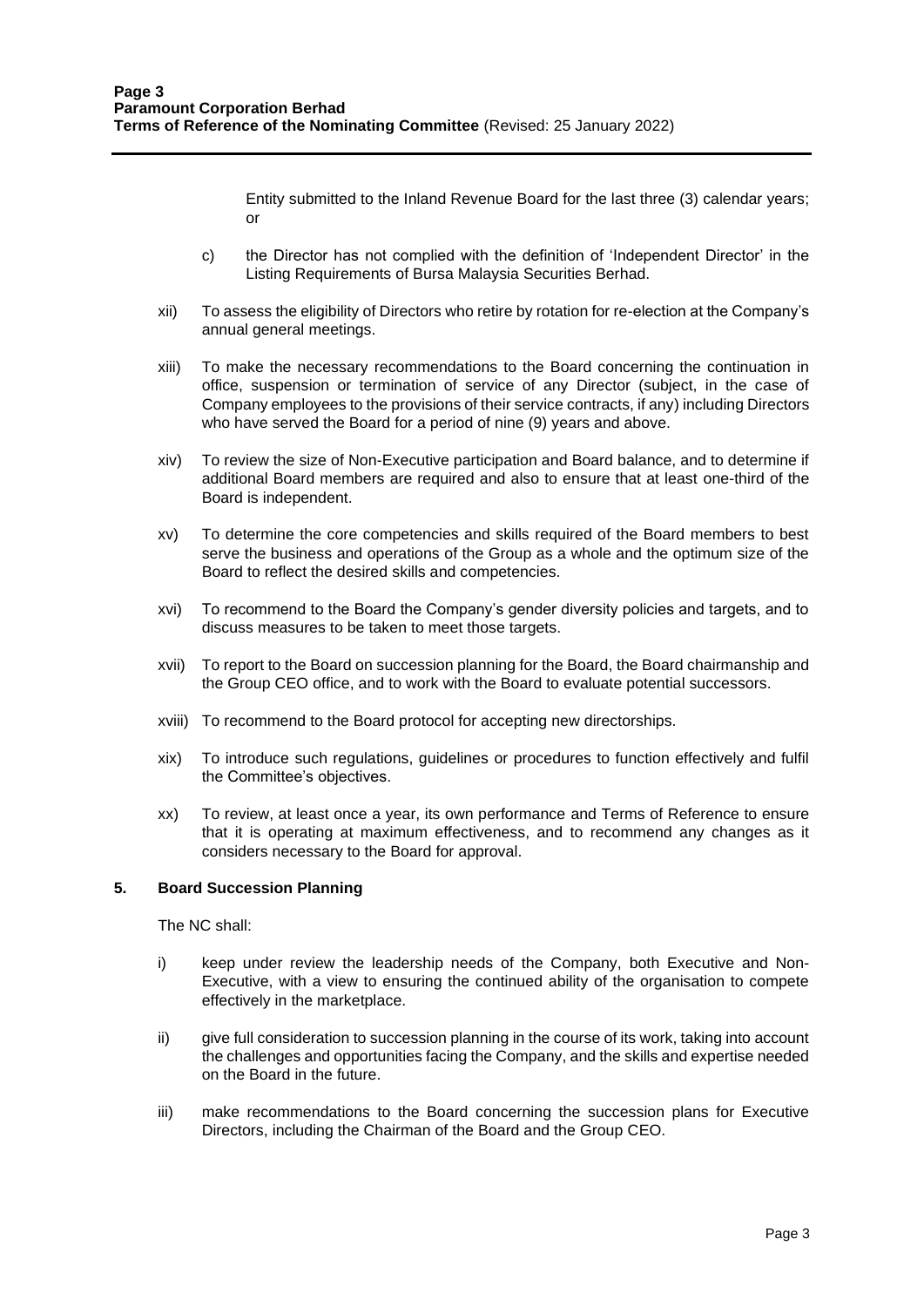Entity submitted to the Inland Revenue Board for the last three (3) calendar years; or

c) the Director has not complied with the definition of 'Independent Director' in the Listing Requirements of Bursa Malaysia Securities Berhad.

xii) To assess the eligibility of Directors who retire by rotation for re-election at the Company's annual general meetings.

xiii) To make the necessary recommendations to the Board concerning the continuation in office, suspension or termination of service of any Director (subject, in the case of Company employees to the provisions of their service contracts, if any) including Directors who have served the Board for a period of nine (9) years and above.

xiv) To review the size of Non-Executive participation and Board balance, and to determine if additional Board members are required and also to ensure that at least one-third of the Board is independent.

xv) To determine the core competencies and skills required of the Board members to best serve the business and operations of the Group as a whole and the optimum size of the Board to reflect the desired skills and competencies.

xvi) To recommend to the Board the Company's gender diversity policies and targets, and to discuss measures to be taken to meet those targets.

xvii) To report to the Board on succession planning for the Board, the Board chairmanship and the Group CEO office, and to work with the Board to evaluate potential successors.

xviii) To recommend to the Board protocol for accepting new directorships.

xix) To introduce such regulations, guidelines or procedures to function effectively and fulfil the Committee's objectives.

xx) To review, at least once a year, its own performance and Terms of Reference to ensure that it is operating at maximum effectiveness, and to recommend any changes as it considers necessary to the Board for approval.

## 5. Board Succession Planning

The NC shall:

i) keep under review the leadership needs of the Company, both Executive and Non-Executive, with a view to ensuring the continued ability of the organisation to compete effectively in the marketplace.

ii) give full consideration to succession planning in the course of its work, taking into account the challenges and opportunities facing the Company, and the skills and expertise needed on the Board in the future.

iii) make recommendations to the Board concerning the succession plans for Executive Directors, including the Chairman of the Board and the Group CEO.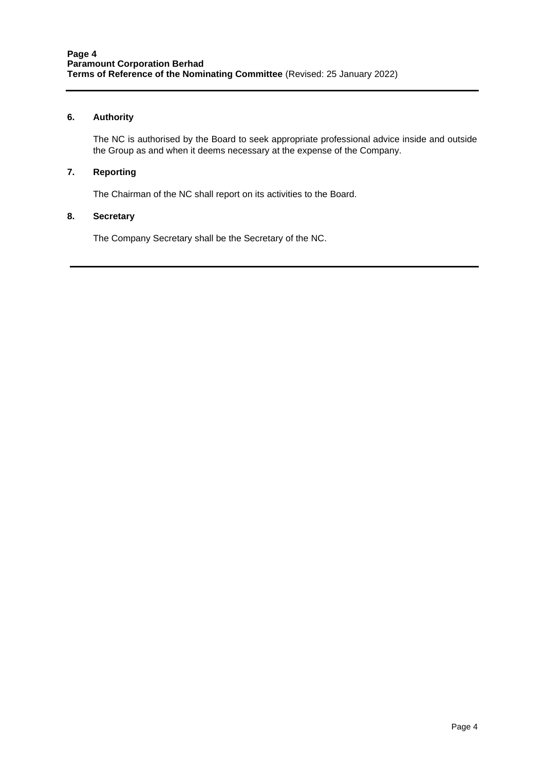## 6. Authority

The NC is authorised by the Board to seek appropriate professional advice inside and outside the Group as and when it deems necessary at the expense of the Company.

## 7. Reporting

The Chairman of the NC shall report on its activities to the Board.

## 8. Secretary

The Company Secretary shall be the Secretary of the NC.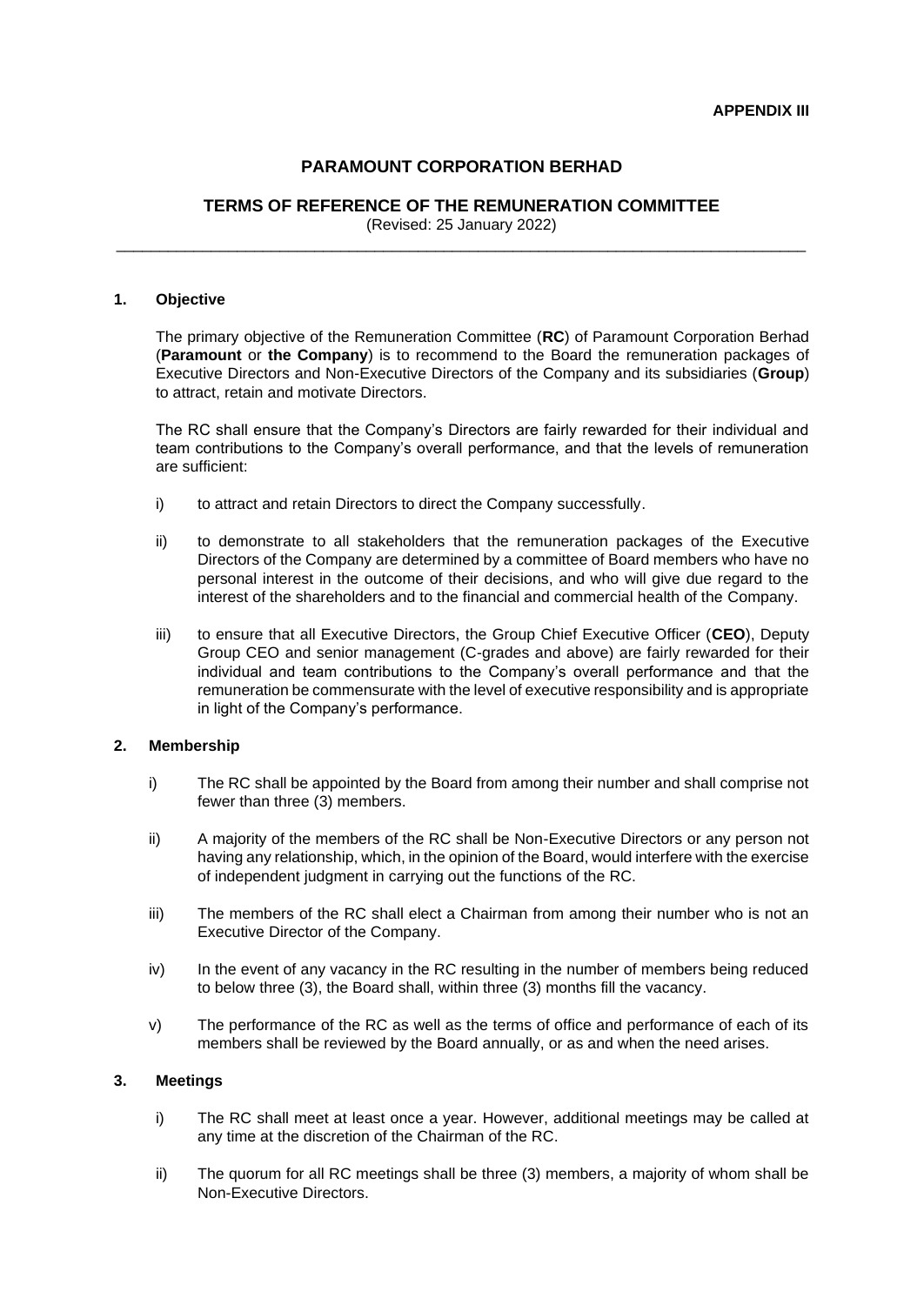**APPENDIX III**

# PARAMOUNT CORPORATION BERHAD

## TERMS OF REFERENCE OF THE REMUNERATION COMMITTEE

(Revised: 25 January 2022)

---

### 1. Objective

The primary objective of the Remuneration Committee (**RC**) of Paramount Corporation Berhad (**Paramount** or **the Company**) is to recommend to the Board the remuneration packages of Executive Directors and Non-Executive Directors of the Company and its subsidiaries (**Group**) to attract, retain and motivate Directors.

The RC shall ensure that the Company's Directors are fairly rewarded for their individual and team contributions to the Company's overall performance, and that the levels of remuneration are sufficient:

i) to attract and retain Directors to direct the Company successfully.

ii) to demonstrate to all stakeholders that the remuneration packages of the Executive Directors of the Company are determined by a committee of Board members who have no personal interest in the outcome of their decisions, and who will give due regard to the interest of the shareholders and to the financial and commercial health of the Company.

iii) to ensure that all Executive Directors, the Group Chief Executive Officer (**CEO**), Deputy Group CEO and senior management (C-grades and above) are fairly rewarded for their individual and team contributions to the Company's overall performance and that the remuneration be commensurate with the level of executive responsibility and is appropriate in light of the Company's performance.

### 2. Membership

i) The RC shall be appointed by the Board from among their number and shall comprise not fewer than three (3) members.

ii) A majority of the members of the RC shall be Non-Executive Directors or any person not having any relationship, which, in the opinion of the Board, would interfere with the exercise of independent judgment in carrying out the functions of the RC.

iii) The members of the RC shall elect a Chairman from among their number who is not an Executive Director of the Company.

iv) In the event of any vacancy in the RC resulting in the number of members being reduced to below three (3), the Board shall, within three (3) months fill the vacancy.

v) The performance of the RC as well as the terms of office and performance of each of its members shall be reviewed by the Board annually, or as and when the need arises.

### 3. Meetings

i) The RC shall meet at least once a year. However, additional meetings may be called at any time at the discretion of the Chairman of the RC.

ii) The quorum for all RC meetings shall be three (3) members, a majority of whom shall be Non-Executive Directors.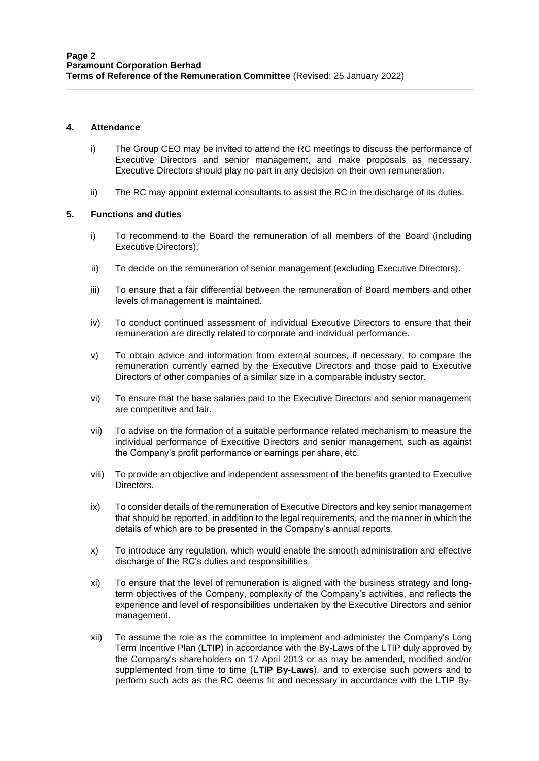## 4. Attendance

i) The Group CEO may be invited to attend the RC meetings to discuss the performance of Executive Directors and senior management, and make proposals as necessary. Executive Directors should play no part in any decision on their own remuneration.

ii) The RC may appoint external consultants to assist the RC in the discharge of its duties.

## 5. Functions and duties

i) To recommend to the Board the remuneration of all members of the Board (including Executive Directors).

ii) To decide on the remuneration of senior management (excluding Executive Directors).

iii) To ensure that a fair differential between the remuneration of Board members and other levels of management is maintained.

iv) To conduct continued assessment of individual Executive Directors to ensure that their remuneration are directly related to corporate and individual performance.

v) To obtain advice and information from external sources, if necessary, to compare the remuneration currently earned by the Executive Directors and those paid to Executive Directors of other companies of a similar size in a comparable industry sector.

vi) To ensure that the base salaries paid to the Executive Directors and senior management are competitive and fair.

vii) To advise on the formation of a suitable performance related mechanism to measure the individual performance of Executive Directors and senior management, such as against the Company's profit performance or earnings per share, etc.

viii) To provide an objective and independent assessment of the benefits granted to Executive Directors.

ix) To consider details of the remuneration of Executive Directors and key senior management that should be reported, in addition to the legal requirements, and the manner in which the details of which are to be presented in the Company's annual reports.

x) To introduce any regulation, which would enable the smooth administration and effective discharge of the RC's duties and responsibilities.

xi) To ensure that the level of remuneration is aligned with the business strategy and long-term objectives of the Company, complexity of the Company's activities, and reflects the experience and level of responsibilities undertaken by the Executive Directors and senior management.

xii) To assume the role as the committee to implement and administer the Company's Long Term Incentive Plan (**LTIP**) in accordance with the By-Laws of the LTIP duly approved by the Company's shareholders on 17 April 2013 or as may be amended, modified and/or supplemented from time to time (**LTIP By-Laws**), and to exercise such powers and to perform such acts as the RC deems fit and necessary in accordance with the LTIP By-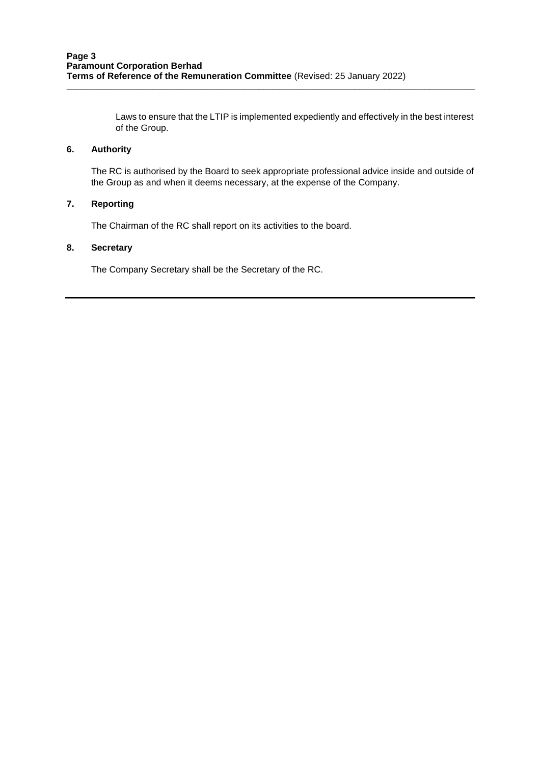Laws to ensure that the LTIP is implemented expediently and effectively in the best interest of the Group.

## 6. Authority

The RC is authorised by the Board to seek appropriate professional advice inside and outside of the Group as and when it deems necessary, at the expense of the Company.

## 7. Reporting

The Chairman of the RC shall report on its activities to the board.

## 8. Secretary

The Company Secretary shall be the Secretary of the RC.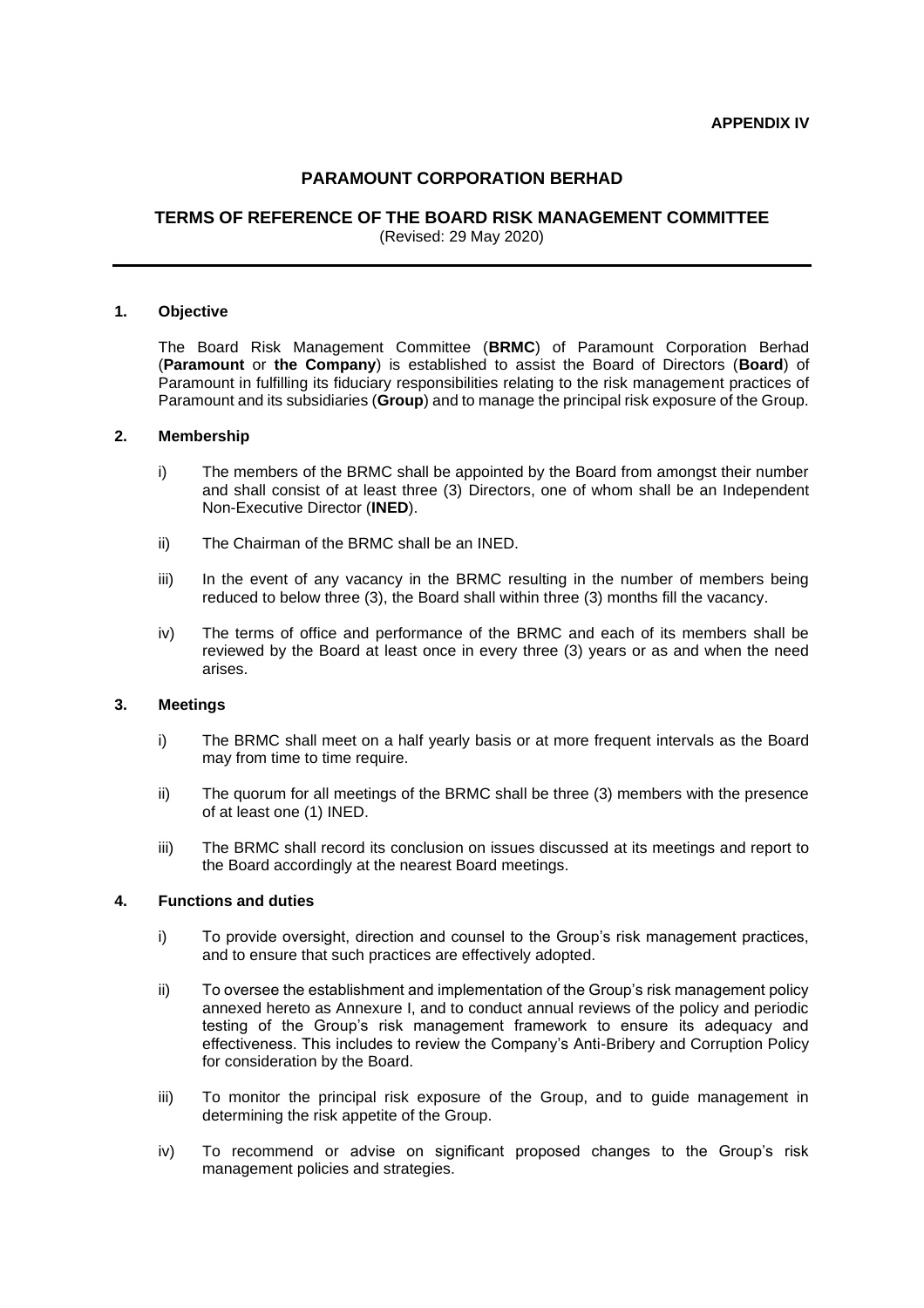**APPENDIX IV**

# PARAMOUNT CORPORATION BERHAD

## TERMS OF REFERENCE OF THE BOARD RISK MANAGEMENT COMMITTEE

(Revised: 29 May 2020)

---

### 1. Objective

The Board Risk Management Committee (**BRMC**) of Paramount Corporation Berhad (**Paramount** or **the Company**) is established to assist the Board of Directors (**Board**) of Paramount in fulfilling its fiduciary responsibilities relating to the risk management practices of Paramount and its subsidiaries (**Group**) and to manage the principal risk exposure of the Group.

### 2. Membership

i) The members of the BRMC shall be appointed by the Board from amongst their number and shall consist of at least three (3) Directors, one of whom shall be an Independent Non-Executive Director (**INED**).

ii) The Chairman of the BRMC shall be an INED.

iii) In the event of any vacancy in the BRMC resulting in the number of members being reduced to below three (3), the Board shall within three (3) months fill the vacancy.

iv) The terms of office and performance of the BRMC and each of its members shall be reviewed by the Board at least once in every three (3) years or as and when the need arises.

### 3. Meetings

i) The BRMC shall meet on a half yearly basis or at more frequent intervals as the Board may from time to time require.

ii) The quorum for all meetings of the BRMC shall be three (3) members with the presence of at least one (1) INED.

iii) The BRMC shall record its conclusion on issues discussed at its meetings and report to the Board accordingly at the nearest Board meetings.

### 4. Functions and duties

i) To provide oversight, direction and counsel to the Group's risk management practices, and to ensure that such practices are effectively adopted.

ii) To oversee the establishment and implementation of the Group's risk management policy annexed hereto as Annexure I, and to conduct annual reviews of the policy and periodic testing of the Group's risk management framework to ensure its adequacy and effectiveness. This includes to review the Company's Anti-Bribery and Corruption Policy for consideration by the Board.

iii) To monitor the principal risk exposure of the Group, and to guide management in determining the risk appetite of the Group.

iv) To recommend or advise on significant proposed changes to the Group's risk management policies and strategies.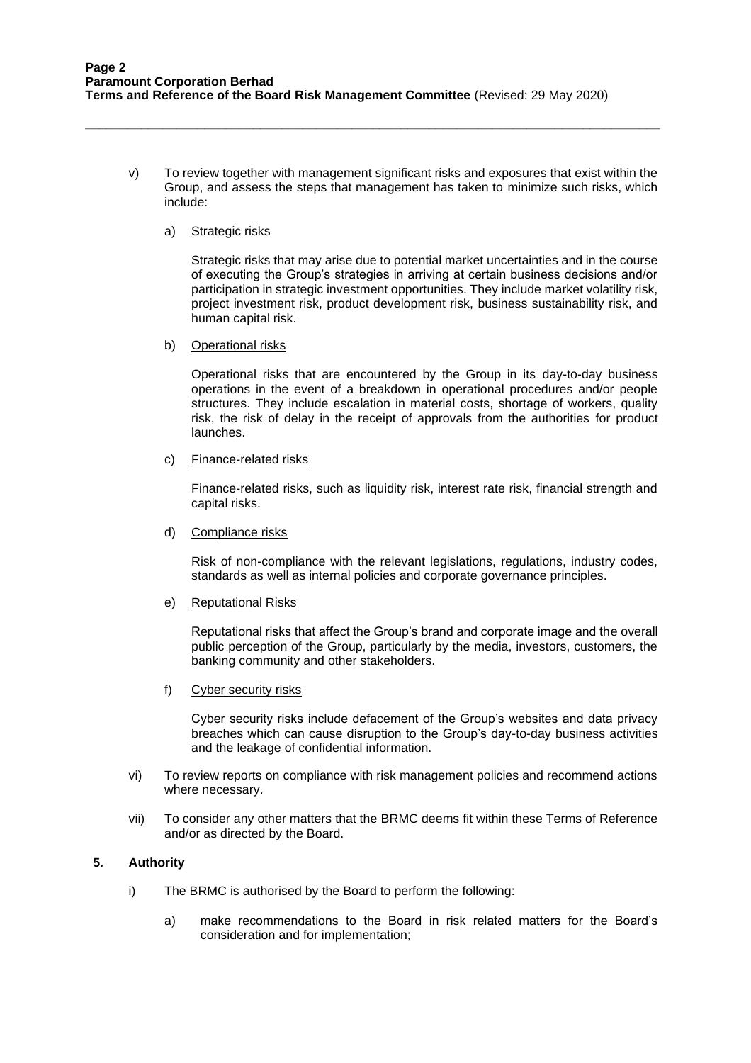v) To review together with management significant risks and exposures that exist within the Group, and assess the steps that management has taken to minimize such risks, which include:

   a) Strategic risks

      Strategic risks that may arise due to potential market uncertainties and in the course of executing the Group's strategies in arriving at certain business decisions and/or participation in strategic investment opportunities. They include market volatility risk, project investment risk, product development risk, business sustainability risk, and human capital risk.

   b) Operational risks

      Operational risks that are encountered by the Group in its day-to-day business operations in the event of a breakdown in operational procedures and/or people structures. They include escalation in material costs, shortage of workers, quality risk, the risk of delay in the receipt of approvals from the authorities for product launches.

   c) Finance-related risks

      Finance-related risks, such as liquidity risk, interest rate risk, financial strength and capital risks.

   d) Compliance risks

      Risk of non-compliance with the relevant legislations, regulations, industry codes, standards as well as internal policies and corporate governance principles.

   e) Reputational Risks

      Reputational risks that affect the Group's brand and corporate image and the overall public perception of the Group, particularly by the media, investors, customers, the banking community and other stakeholders.

   f) Cyber security risks

      Cyber security risks include defacement of the Group's websites and data privacy breaches which can cause disruption to the Group's day-to-day business activities and the leakage of confidential information.

vi) To review reports on compliance with risk management policies and recommend actions where necessary.

vii) To consider any other matters that the BRMC deems fit within these Terms of Reference and/or as directed by the Board.

## 5. Authority

i) The BRMC is authorised by the Board to perform the following:

   a) make recommendations to the Board in risk related matters for the Board's consideration and for implementation;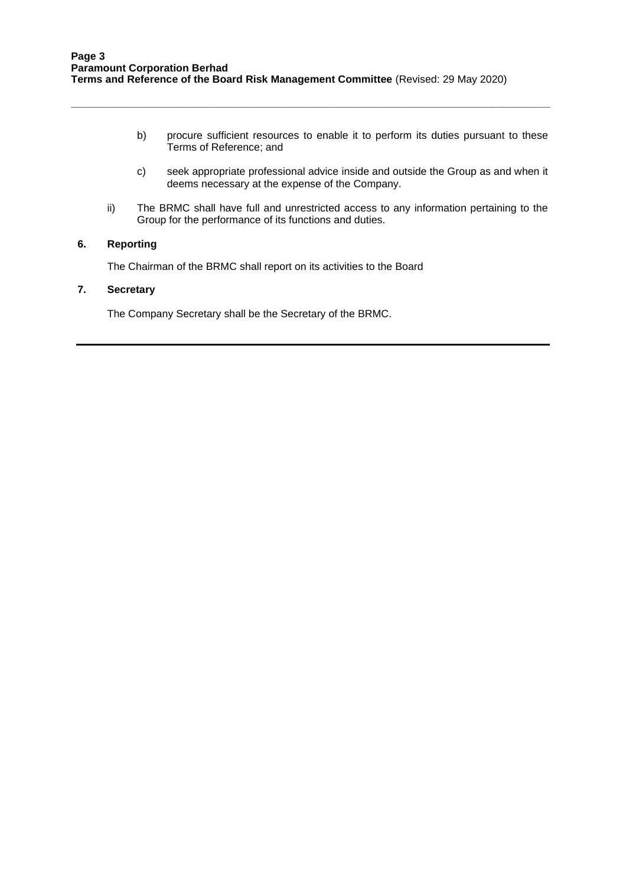b) procure sufficient resources to enable it to perform its duties pursuant to these Terms of Reference; and

c) seek appropriate professional advice inside and outside the Group as and when it deems necessary at the expense of the Company.

ii) The BRMC shall have full and unrestricted access to any information pertaining to the Group for the performance of its functions and duties.

**6. Reporting**

The Chairman of the BRMC shall report on its activities to the Board

**7. Secretary**

The Company Secretary shall be the Secretary of the BRMC.